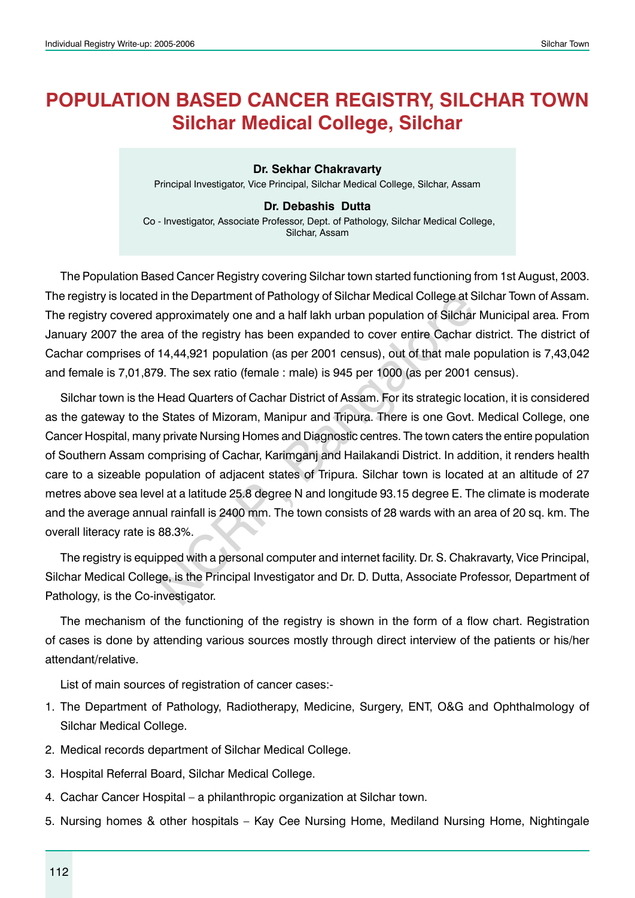# POPULATION BASED CANCER REGISTRY, SILCHAR TOWN
## Silchar Medical College, Silchar

**Dr. Sekhar Chakravarty**
Principal Investigator, Vice Principal, Silchar Medical College, Silchar, Assam

**Dr. Debashis Dutta**
Co - Investigator, Associate Professor, Dept. of Pathology, Silchar Medical College, Silchar, Assam

The Population Based Cancer Registry covering Silchar town started functioning from 1st August, 2003. The registry is located in the Department of Pathology of Silchar Medical College at Silchar Town of Assam. The registry covered approximately one and a half lakh urban population of Silchar Municipal area. From January 2007 the area of the registry has been expanded to cover entire Cachar district. The district of Cachar comprises of 14,44,921 population (as per 2001 census), out of that male population is 7,43,042 and female is 7,01,879. The sex ratio (female : male) is 945 per 1000 (as per 2001 census).

Silchar town is the Head Quarters of Cachar District of Assam. For its strategic location, it is considered as the gateway to the States of Mizoram, Manipur and Tripura. There is one Govt. Medical College, one Cancer Hospital, many private Nursing Homes and Diagnostic centres. The town caters the entire population of Southern Assam comprising of Cachar, Karimganj and Hailakandi District. In addition, it renders health care to a sizeable population of adjacent states of Tripura. Silchar town is located at an altitude of 27 metres above sea level at a latitude 25.8 degree N and longitude 93.15 degree E. The climate is moderate and the average annual rainfall is 2400 mm. The town consists of 28 wards with an area of 20 sq. km. The overall literacy rate is 88.3%.

The registry is equipped with a personal computer and internet facility. Dr. S. Chakravarty, Vice Principal, Silchar Medical College, is the Principal Investigator and Dr. D. Dutta, Associate Professor, Department of Pathology, is the Co-investigator.

The mechanism of the functioning of the registry is shown in the form of a flow chart. Registration of cases is done by attending various sources mostly through direct interview of the patients or his/her attendant/relative.

List of main sources of registration of cancer cases:-

1. The Department of Pathology, Radiotherapy, Medicine, Surgery, ENT, O&G and Ophthalmology of Silchar Medical College.
2. Medical records department of Silchar Medical College.
3. Hospital Referral Board, Silchar Medical College.
4. Cachar Cancer Hospital – a philanthropic organization at Silchar town.
5. Nursing homes & other hospitals – Kay Cee Nursing Home, Mediland Nursing Home, Nightingale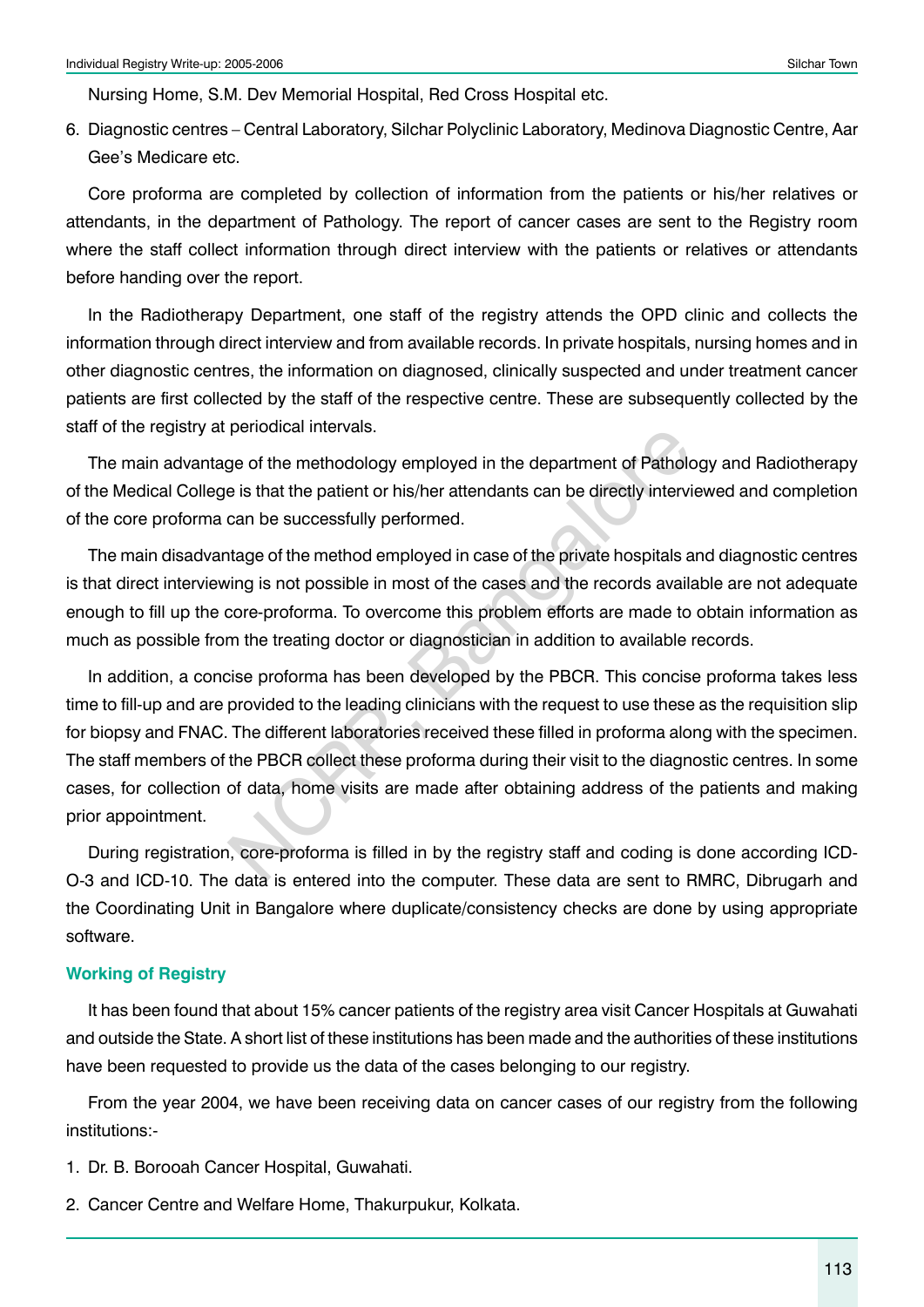Nursing Home, S.M. Dev Memorial Hospital, Red Cross Hospital etc.

6. Diagnostic centres – Central Laboratory, Silchar Polyclinic Laboratory, Medinova Diagnostic Centre, Aar Gee's Medicare etc.

Core proforma are completed by collection of information from the patients or his/her relatives or attendants, in the department of Pathology. The report of cancer cases are sent to the Registry room where the staff collect information through direct interview with the patients or relatives or attendants before handing over the report.

In the Radiotherapy Department, one staff of the registry attends the OPD clinic and collects the information through direct interview and from available records. In private hospitals, nursing homes and in other diagnostic centres, the information on diagnosed, clinically suspected and under treatment cancer patients are first collected by the staff of the respective centre. These are subsequently collected by the staff of the registry at periodical intervals.

The main advantage of the methodology employed in the department of Pathology and Radiotherapy of the Medical College is that the patient or his/her attendants can be directly interviewed and completion of the core proforma can be successfully performed.

The main disadvantage of the method employed in case of the private hospitals and diagnostic centres is that direct interviewing is not possible in most of the cases and the records available are not adequate enough to fill up the core-proforma. To overcome this problem efforts are made to obtain information as much as possible from the treating doctor or diagnostician in addition to available records.

In addition, a concise proforma has been developed by the PBCR. This concise proforma takes less time to fill-up and are provided to the leading clinicians with the request to use these as the requisition slip for biopsy and FNAC. The different laboratories received these filled in proforma along with the specimen. The staff members of the PBCR collect these proforma during their visit to the diagnostic centres. In some cases, for collection of data, home visits are made after obtaining address of the patients and making prior appointment.

During registration, core-proforma is filled in by the registry staff and coding is done according ICD-O-3 and ICD-10. The data is entered into the computer. These data are sent to RMRC, Dibrugarh and the Coordinating Unit in Bangalore where duplicate/consistency checks are done by using appropriate software.

### Working of Registry

It has been found that about 15% cancer patients of the registry area visit Cancer Hospitals at Guwahati and outside the State. A short list of these institutions has been made and the authorities of these institutions have been requested to provide us the data of the cases belonging to our registry.

From the year 2004, we have been receiving data on cancer cases of our registry from the following institutions:-

1. Dr. B. Borooah Cancer Hospital, Guwahati.
2. Cancer Centre and Welfare Home, Thakurpukur, Kolkata.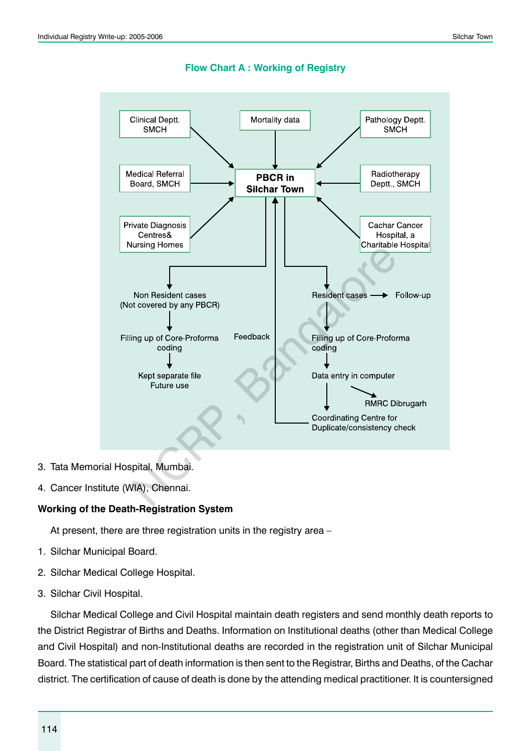**Flow Chart A : Working of Registry**

Clinical Deptt. SMCH

Mortality data

Pathology Deptt. SMCH

Medical Referral Board, SMCH

**PBCR in Silchar Town**

Radiotherapy Deptt., SMCH

Private Diagnosis Centres& Nursing Homes

Cachar Cancer Hospital, a Charitable Hospital

Non Resident cases (Not covered by any PBCR)

Filling up of Core-Proforma coding

Kept separate file Future use

Feedback

Resident cases → Follow-up

Filling up of Core-Proforma coding

Data entry in computer

RMRC Dibrugarh

Coordinating Centre for Duplicate/consistency check

3. Tata Memorial Hospital, Mumbai.
4. Cancer Institute (WIA), Chennai.

**Working of the Death-Registration System**

At present, there are three registration units in the registry area –

1. Silchar Municipal Board.
2. Silchar Medical College Hospital.
3. Silchar Civil Hospital.

Silchar Medical College and Civil Hospital maintain death registers and send monthly death reports to the District Registrar of Births and Deaths. Information on Institutional deaths (other than Medical College and Civil Hospital) and non-Institutional deaths are recorded in the registration unit of Silchar Municipal Board. The statistical part of death information is then sent to the Registrar, Births and Deaths, of the Cachar district. The certification of cause of death is done by the attending medical practitioner. It is countersigned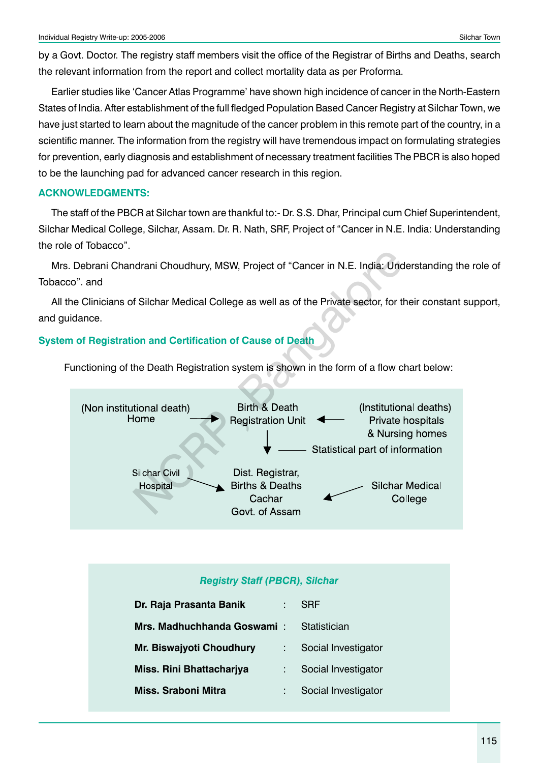by a Govt. Doctor. The registry staff members visit the office of the Registrar of Births and Deaths, search the relevant information from the report and collect mortality data as per Proforma.

Earlier studies like 'Cancer Atlas Programme' have shown high incidence of cancer in the North-Eastern States of India. After establishment of the full fledged Population Based Cancer Registry at Silchar Town, we have just started to learn about the magnitude of the cancer problem in this remote part of the country, in a scientific manner. The information from the registry will have tremendous impact on formulating strategies for prevention, early diagnosis and establishment of necessary treatment facilities The PBCR is also hoped to be the launching pad for advanced cancer research in this region.

## ACKNOWLEDGMENTS:

The staff of the PBCR at Silchar town are thankful to:- Dr. S.S. Dhar, Principal cum Chief Superintendent, Silchar Medical College, Silchar, Assam. Dr. R. Nath, SRF, Project of "Cancer in N.E. India: Understanding the role of Tobacco".

Mrs. Debrani Chandrani Choudhury, MSW, Project of "Cancer in N.E. India: Understanding the role of Tobacco". and

All the Clinicians of Silchar Medical College as well as of the Private sector, for their constant support, and guidance.

## System of Registration and Certification of Cause of Death

Functioning of the Death Registration system is shown in the form of a flow chart below:

(Non institutional death) Home → Birth & Death Registration Unit ← (Institutional deaths) Private hospitals & Nursing homes

Birth & Death Registration Unit ↓ —— Statistical part of information

Silchar Civil Hospital → Dist. Registrar, Births & Deaths Cachar Govt. of Assam ← Silchar Medical College

*Registry Staff (PBCR), Silchar*

| | | |
|---|---|---|
| **Dr. Raja Prasanta Banik** | : | SRF |
| **Mrs. Madhuchhanda Goswami** | : | Statistician |
| **Mr. Biswajyoti Choudhury** | : | Social Investigator |
| **Miss. Rini Bhattacharjya** | : | Social Investigator |
| **Miss. Sraboni Mitra** | : | Social Investigator |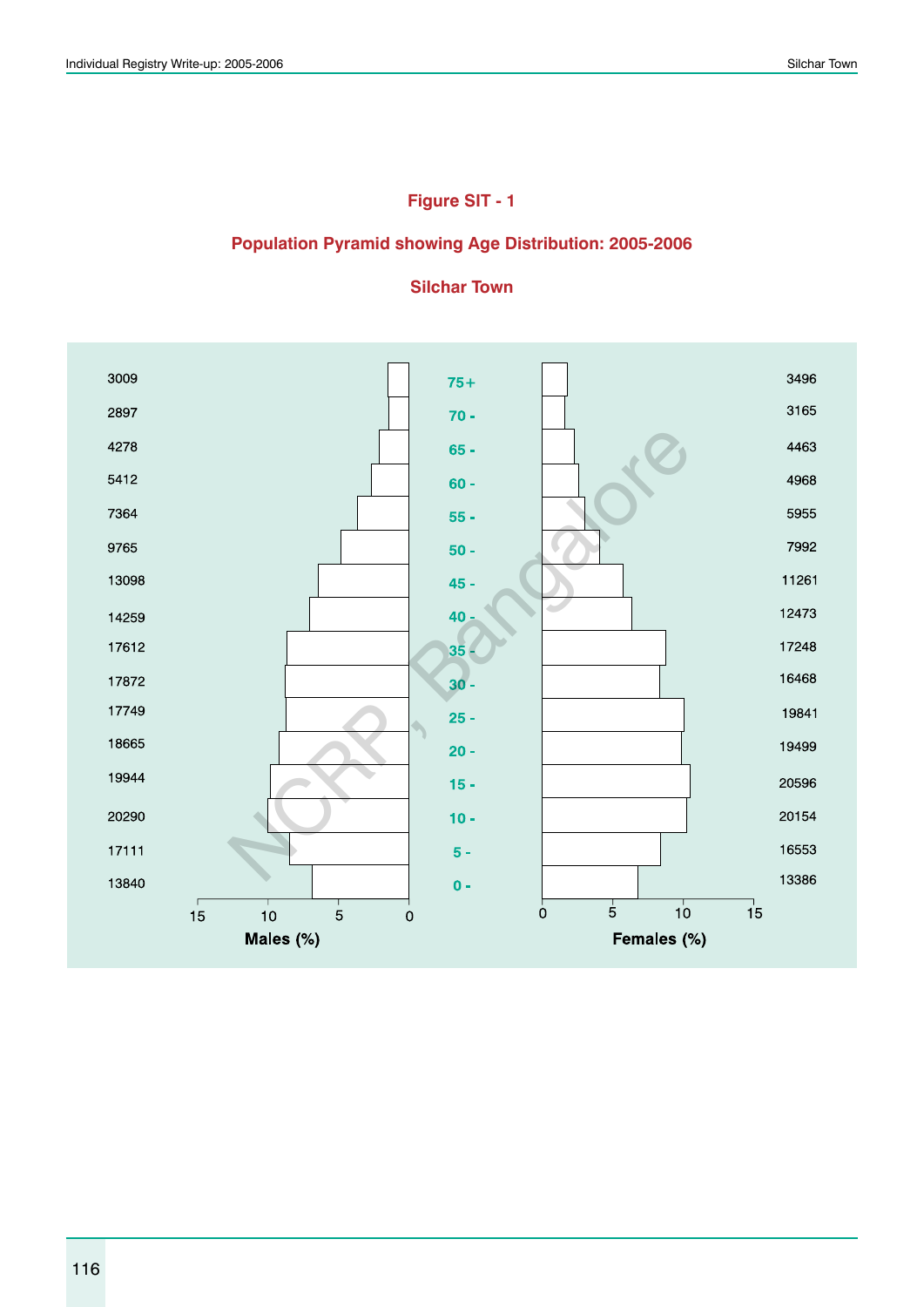## Figure SIT - 1

## Population Pyramid showing Age Distribution: 2005-2006

## Silchar Town

| Males (number) | Age group | Females (number) |
|---|---|---|
| 3009 | 75+ | 3496 |
| 2897 | 70 - | 3165 |
| 4278 | 65 - | 4463 |
| 5412 | 60 - | 4968 |
| 7364 | 55 - | 5955 |
| 9765 | 50 - | 7992 |
| 13098 | 45 - | 11261 |
| 14259 | 40 - | 12473 |
| 17612 | 35 - | 17248 |
| 17872 | 30 - | 16468 |
| 17749 | 25 - | 19841 |
| 18665 | 20 - | 19499 |
| 19944 | 15 - | 20596 |
| 20290 | 10 - | 20154 |
| 17111 | 5 - | 16553 |
| 13840 | 0 - | 13386 |

Males (%) | Females (%)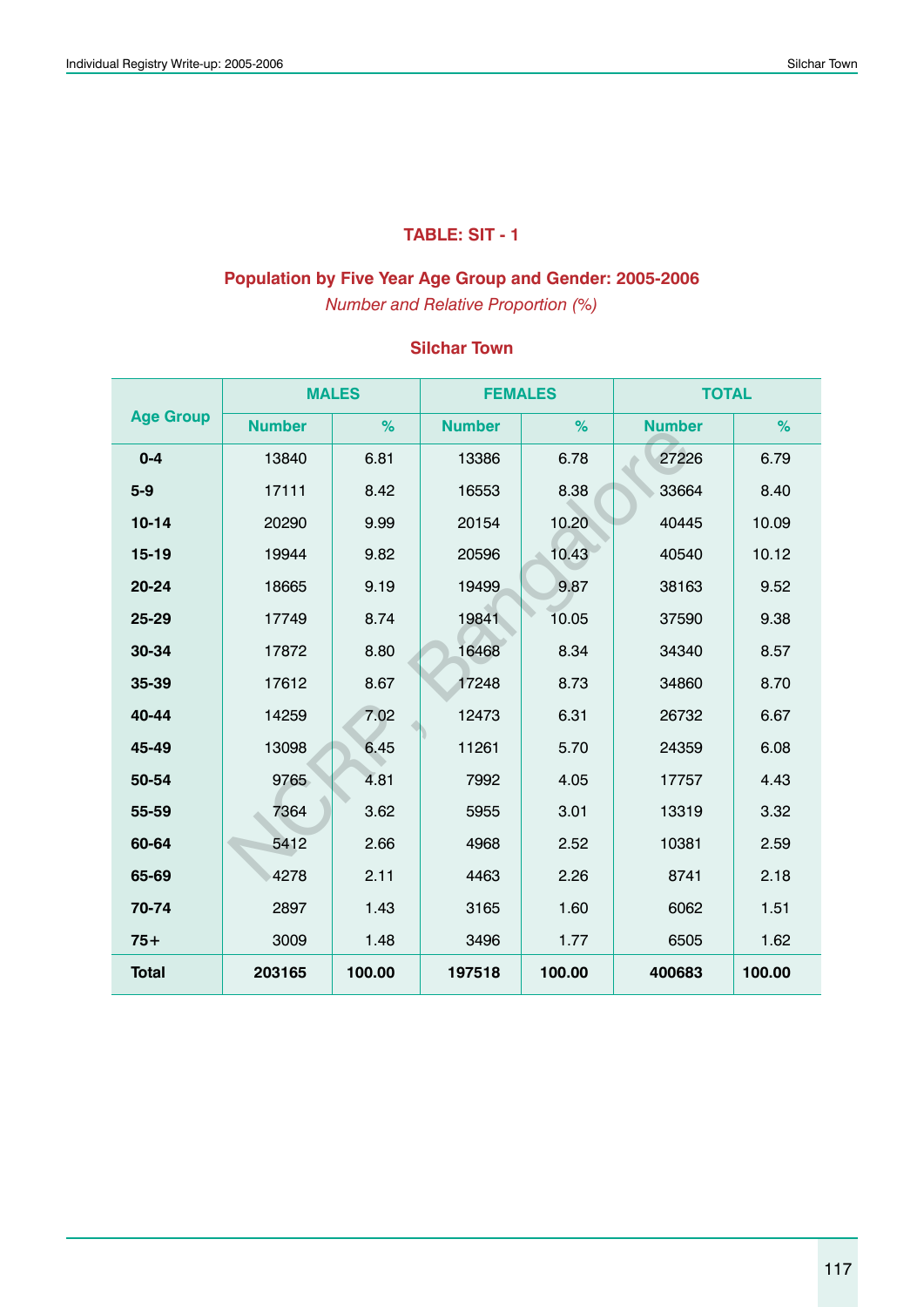## TABLE: SIT - 1

### Population by Five Year Age Group and Gender: 2005-2006

*Number and Relative Proportion (%)*

### Silchar Town

| Age Group | MALES | | FEMALES | | TOTAL | |
|---|---|---|---|---|---|---|
| | Number | % | Number | % | Number | % |
| 0-4 | 13840 | 6.81 | 13386 | 6.78 | 27226 | 6.79 |
| 5-9 | 17111 | 8.42 | 16553 | 8.38 | 33664 | 8.40 |
| 10-14 | 20290 | 9.99 | 20154 | 10.20 | 40445 | 10.09 |
| 15-19 | 19944 | 9.82 | 20596 | 10.43 | 40540 | 10.12 |
| 20-24 | 18665 | 9.19 | 19499 | 9.87 | 38163 | 9.52 |
| 25-29 | 17749 | 8.74 | 19841 | 10.05 | 37590 | 9.38 |
| 30-34 | 17872 | 8.80 | 16468 | 8.34 | 34340 | 8.57 |
| 35-39 | 17612 | 8.67 | 17248 | 8.73 | 34860 | 8.70 |
| 40-44 | 14259 | 7.02 | 12473 | 6.31 | 26732 | 6.67 |
| 45-49 | 13098 | 6.45 | 11261 | 5.70 | 24359 | 6.08 |
| 50-54 | 9765 | 4.81 | 7992 | 4.05 | 17757 | 4.43 |
| 55-59 | 7364 | 3.62 | 5955 | 3.01 | 13319 | 3.32 |
| 60-64 | 5412 | 2.66 | 4968 | 2.52 | 10381 | 2.59 |
| 65-69 | 4278 | 2.11 | 4463 | 2.26 | 8741 | 2.18 |
| 70-74 | 2897 | 1.43 | 3165 | 1.60 | 6062 | 1.51 |
| 75+ | 3009 | 1.48 | 3496 | 1.77 | 6505 | 1.62 |
| **Total** | **203165** | **100.00** | **197518** | **100.00** | **400683** | **100.00** |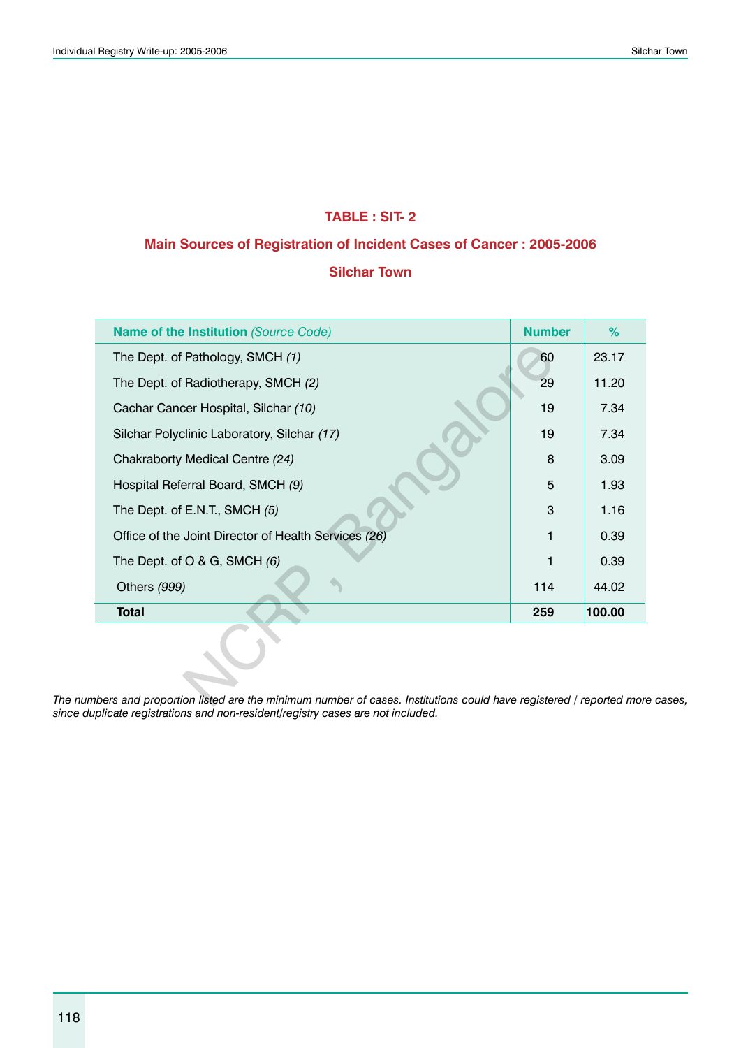## TABLE : SIT- 2

### Main Sources of Registration of Incident Cases of Cancer : 2005-2006

### Silchar Town

| Name of the Institution *(Source Code)* | Number | % |
|---|---|---|
| The Dept. of Pathology, SMCH *(1)* | 60 | 23.17 |
| The Dept. of Radiotherapy, SMCH *(2)* | 29 | 11.20 |
| Cachar Cancer Hospital, Silchar *(10)* | 19 | 7.34 |
| Silchar Polyclinic Laboratory, Silchar *(17)* | 19 | 7.34 |
| Chakraborty Medical Centre *(24)* | 8 | 3.09 |
| Hospital Referral Board, SMCH *(9)* | 5 | 1.93 |
| The Dept. of E.N.T., SMCH *(5)* | 3 | 1.16 |
| Office of the Joint Director of Health Services *(26)* | 1 | 0.39 |
| The Dept. of O & G, SMCH *(6)* | 1 | 0.39 |
| Others *(999)* | 114 | 44.02 |
| **Total** | **259** | **100.00** |

*The numbers and proportion listed are the minimum number of cases. Institutions could have registered / reported more cases, since duplicate registrations and non-resident/registry cases are not included.*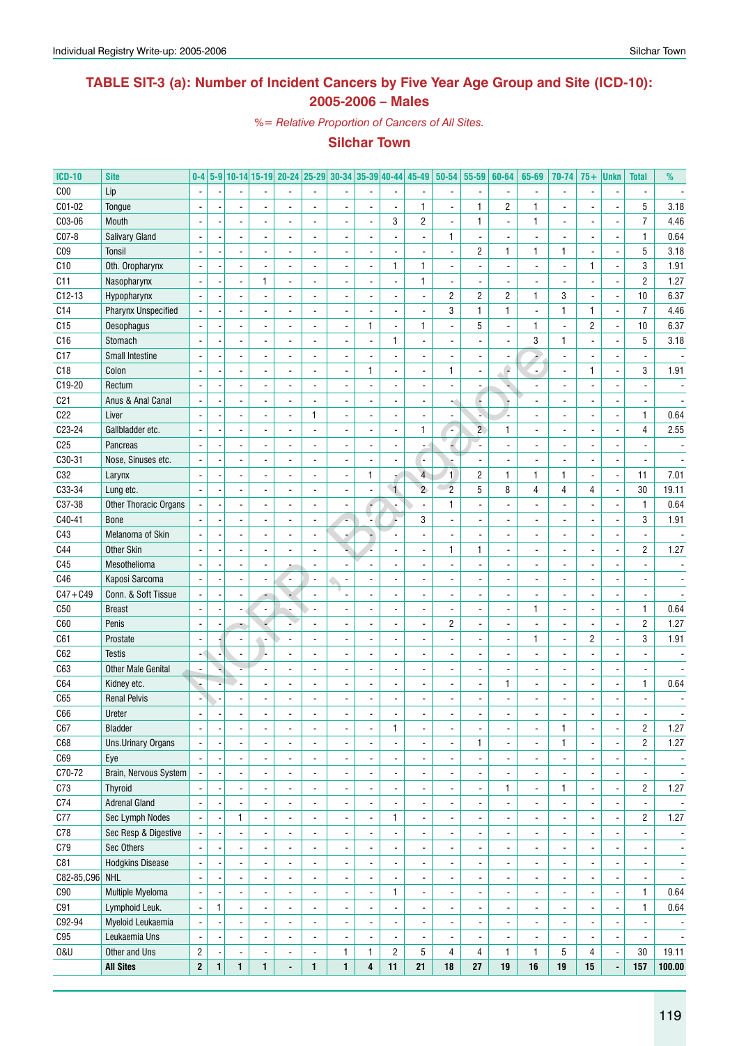## TABLE SIT-3 (a): Number of Incident Cancers by Five Year Age Group and Site (ICD-10): 2005-2006 – Males

*%= Relative Proportion of Cancers of All Sites.*

### Silchar Town

| ICD-10 | Site | 0-4 | 5-9 | 10-14 | 15-19 | 20-24 | 25-29 | 30-34 | 35-39 | 40-44 | 45-49 | 50-54 | 55-59 | 60-64 | 65-69 | 70-74 | 75+ | Unkn | Total | % |
|---|---|---|---|---|---|---|---|---|---|---|---|---|---|---|---|---|---|---|---|---|
| C00 | Lip | - | - | - | - | - | - | - | - | - | - | - | - | - | - | - | - | - | - | - |
| C01-02 | Tongue | - | - | - | - | - | - | - | - | - | 1 | - | 1 | 2 | 1 | - | - | - | 5 | 3.18 |
| C03-06 | Mouth | - | - | - | - | - | - | - | - | 3 | 2 | - | 1 | - | 1 | - | - | - | 7 | 4.46 |
| C07-8 | Salivary Gland | - | - | - | - | - | - | - | - | - | - | 1 | - | - | - | - | - | - | 1 | 0.64 |
| C09 | Tonsil | - | - | - | - | - | - | - | - | - | - | - | 2 | 1 | 1 | 1 | - | - | 5 | 3.18 |
| C10 | Oth. Oropharynx | - | - | - | - | - | - | - | - | 1 | 1 | - | - | - | - | - | 1 | - | 3 | 1.91 |
| C11 | Nasopharynx | - | - | - | 1 | - | - | - | - | - | 1 | - | - | - | - | - | - | - | 2 | 1.27 |
| C12-13 | Hypopharynx | - | - | - | - | - | - | - | - | - | - | 2 | 2 | 2 | 1 | 3 | - | - | 10 | 6.37 |
| C14 | Pharynx Unspecified | - | - | - | - | - | - | - | - | - | - | 3 | 1 | 1 | - | 1 | 1 | - | 7 | 4.46 |
| C15 | Oesophagus | - | - | - | - | - | - | - | 1 | - | 1 | - | 5 | - | 1 | - | 2 | - | 10 | 6.37 |
| C16 | Stomach | - | - | - | - | - | - | - | - | 1 | - | - | - | - | 3 | 1 | - | - | 5 | 3.18 |
| C17 | Small Intestine | - | - | - | - | - | - | - | - | - | - | - | - | - | - | - | - | - | - | - |
| C18 | Colon | - | - | - | - | - | - | - | 1 | - | - | 1 | - | - | - | - | 1 | - | 3 | 1.91 |
| C19-20 | Rectum | - | - | - | - | - | - | - | - | - | - | - | - | - | - | - | - | - | - | - |
| C21 | Anus & Anal Canal | - | - | - | - | - | - | - | - | - | - | - | - | - | - | - | - | - | - | - |
| C22 | Liver | - | - | - | - | - | 1 | - | - | - | - | - | - | - | - | - | - | - | 1 | 0.64 |
| C23-24 | Gallbladder etc. | - | - | - | - | - | - | - | - | - | 1 | - | 2 | 1 | - | - | - | - | 4 | 2.55 |
| C25 | Pancreas | - | - | - | - | - | - | - | - | - | - | - | - | - | - | - | - | - | - | - |
| C30-31 | Nose, Sinuses etc. | - | - | - | - | - | - | - | - | - | - | - | - | - | - | - | - | - | - | - |
| C32 | Larynx | - | - | - | - | - | - | - | 1 | - | 4 | 1 | 2 | 1 | 1 | 1 | - | - | 11 | 7.01 |
| C33-34 | Lung etc. | - | - | - | - | - | - | - | - | 1 | 2 | 2 | 5 | 8 | 4 | 4 | 4 | - | 30 | 19.11 |
| C37-38 | Other Thoracic Organs | - | - | - | - | - | - | - | - | - | - | 1 | - | - | - | - | - | - | 1 | 0.64 |
| C40-41 | Bone | - | - | - | - | - | - | - | - | - | 3 | - | - | - | - | - | - | - | 3 | 1.91 |
| C43 | Melanoma of Skin | - | - | - | - | - | - | - | - | - | - | - | - | - | - | - | - | - | - | - |
| C44 | Other Skin | - | - | - | - | - | - | - | - | - | - | 1 | 1 | - | - | - | - | - | 2 | 1.27 |
| C45 | Mesothelioma | - | - | - | - | - | - | - | - | - | - | - | - | - | - | - | - | - | - | - |
| C46 | Kaposi Sarcoma | - | - | - | - | - | - | - | - | - | - | - | - | - | - | - | - | - | - | - |
| C47+C49 | Conn. & Soft Tissue | - | - | - | - | - | - | - | - | - | - | - | - | - | - | - | - | - | - | - |
| C50 | Breast | - | - | - | - | - | - | - | - | - | - | - | - | - | 1 | - | - | - | 1 | 0.64 |
| C60 | Penis | - | - | - | - | - | - | - | - | - | - | 2 | - | - | - | - | - | - | 2 | 1.27 |
| C61 | Prostate | - | - | - | - | - | - | - | - | - | - | - | - | - | 1 | - | 2 | - | 3 | 1.91 |
| C62 | Testis | - | - | - | - | - | - | - | - | - | - | - | - | - | - | - | - | - | - | - |
| C63 | Other Male Genital | - | - | - | - | - | - | - | - | - | - | - | - | - | - | - | - | - | - | - |
| C64 | Kidney etc. | - | - | - | - | - | - | - | - | - | - | - | - | 1 | - | - | - | - | 1 | 0.64 |
| C65 | Renal Pelvis | - | - | - | - | - | - | - | - | - | - | - | - | - | - | - | - | - | - | - |
| C66 | Ureter | - | - | - | - | - | - | - | - | - | - | - | - | - | - | - | - | - | - | - |
| C67 | Bladder | - | - | - | - | - | - | - | - | 1 | - | - | - | - | - | 1 | - | - | 2 | 1.27 |
| C68 | Uns.Urinary Organs | - | - | - | - | - | - | - | - | - | - | - | 1 | - | - | 1 | - | - | 2 | 1.27 |
| C69 | Eye | - | - | - | - | - | - | - | - | - | - | - | - | - | - | - | - | - | - | - |
| C70-72 | Brain, Nervous System | - | - | - | - | - | - | - | - | - | - | - | - | - | - | - | - | - | - | - |
| C73 | Thyroid | - | - | - | - | - | - | - | - | - | - | - | - | 1 | - | 1 | - | - | 2 | 1.27 |
| C74 | Adrenal Gland | - | - | - | - | - | - | - | - | - | - | - | - | - | - | - | - | - | - | - |
| C77 | Sec Lymph Nodes | - | - | 1 | - | - | - | - | - | 1 | - | - | - | - | - | - | - | - | 2 | 1.27 |
| C78 | Sec Resp & Digestive | - | - | - | - | - | - | - | - | - | - | - | - | - | - | - | - | - | - | - |
| C79 | Sec Others | - | - | - | - | - | - | - | - | - | - | - | - | - | - | - | - | - | - | - |
| C81 | Hodgkins Disease | - | - | - | - | - | - | - | - | - | - | - | - | - | - | - | - | - | - | - |
| C82-85,C96 | NHL | - | - | - | - | - | - | - | - | - | - | - | - | - | - | - | - | - | - | - |
| C90 | Multiple Myeloma | - | - | - | - | - | - | - | - | 1 | - | - | - | - | - | - | - | - | 1 | 0.64 |
| C91 | Lymphoid Leuk. | - | 1 | - | - | - | - | - | - | - | - | - | - | - | - | - | - | - | 1 | 0.64 |
| C92-94 | Myeloid Leukaemia | - | - | - | - | - | - | - | - | - | - | - | - | - | - | - | - | - | - | - |
| C95 | Leukaemia Uns | - | - | - | - | - | - | - | - | - | - | - | - | - | - | - | - | - | - | - |
| O&U | Other and Uns | 2 | - | - | - | - | - | 1 | 1 | 2 | 5 | 4 | 4 | 1 | 1 | 5 | 4 | - | 30 | 19.11 |
| | **All Sites** | **2** | **1** | **1** | **1** | **-** | **1** | **1** | **4** | **11** | **21** | **18** | **27** | **19** | **16** | **19** | **15** | **-** | **157** | **100.00** |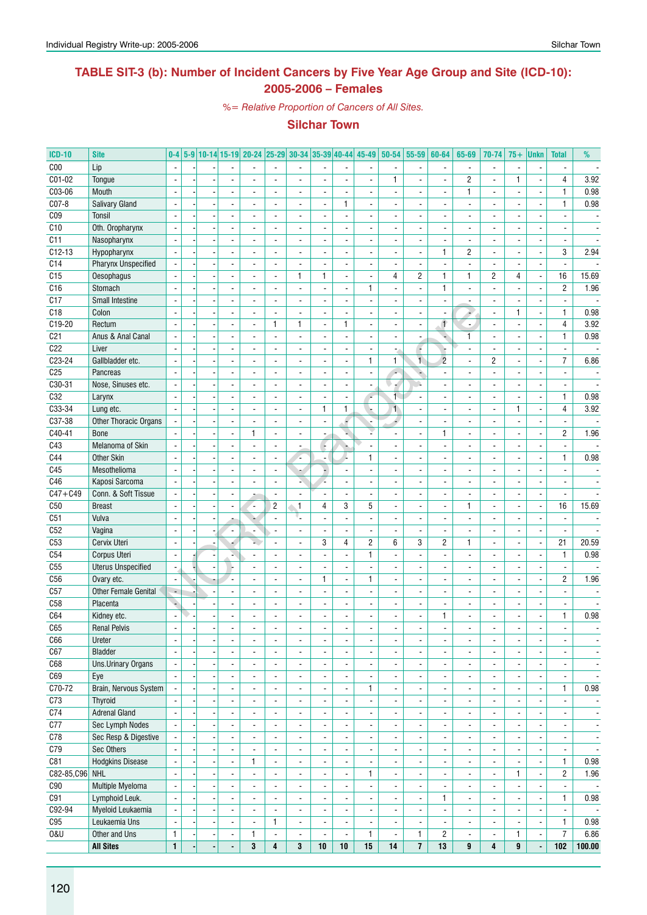# TABLE SIT-3 (b): Number of Incident Cancers by Five Year Age Group and Site (ICD-10): 2005-2006 – Females

*%= Relative Proportion of Cancers of All Sites.*

## Silchar Town

| ICD-10 | Site | 0-4 | 5-9 | 10-14 | 15-19 | 20-24 | 25-29 | 30-34 | 35-39 | 40-44 | 45-49 | 50-54 | 55-59 | 60-64 | 65-69 | 70-74 | 75+ | Unkn | Total | % |
|---|---|---|---|---|---|---|---|---|---|---|---|---|---|---|---|---|---|---|---|---|
| C00 | Lip | - | - | - | - | - | - | - | - | - | - | - | - | - | - | - | - | - | - | - |
| C01-02 | Tongue | - | - | - | - | - | - | - | - | - | - | 1 | - | - | 2 | - | 1 | - | 4 | 3.92 |
| C03-06 | Mouth | - | - | - | - | - | - | - | - | - | - | - | - | - | 1 | - | - | - | 1 | 0.98 |
| C07-8 | Salivary Gland | - | - | - | - | - | - | - | - | 1 | - | - | - | - | - | - | - | - | 1 | 0.98 |
| C09 | Tonsil | - | - | - | - | - | - | - | - | - | - | - | - | - | - | - | - | - | - | - |
| C10 | Oth. Oropharynx | - | - | - | - | - | - | - | - | - | - | - | - | - | - | - | - | - | - | - |
| C11 | Nasopharynx | - | - | - | - | - | - | - | - | - | - | - | - | - | - | - | - | - | - | - |
| C12-13 | Hypopharynx | - | - | - | - | - | - | - | - | - | - | - | - | 1 | 2 | - | - | - | 3 | 2.94 |
| C14 | Pharynx Unspecified | - | - | - | - | - | - | - | - | - | - | - | - | - | - | - | - | - | - | - |
| C15 | Oesophagus | - | - | - | - | - | - | 1 | 1 | - | - | 4 | 2 | 1 | 1 | 2 | 4 | - | 16 | 15.69 |
| C16 | Stomach | - | - | - | - | - | - | - | - | - | 1 | - | - | 1 | - | - | - | - | 2 | 1.96 |
| C17 | Small Intestine | - | - | - | - | - | - | - | - | - | - | - | - | - | - | - | - | - | - | - |
| C18 | Colon | - | - | - | - | - | - | - | - | - | - | - | - | - | - | - | 1 | - | 1 | 0.98 |
| C19-20 | Rectum | - | - | - | - | - | 1 | 1 | - | 1 | - | - | - | 1 | - | - | - | - | 4 | 3.92 |
| C21 | Anus & Anal Canal | - | - | - | - | - | - | - | - | - | - | - | - | - | 1 | - | - | - | 1 | 0.98 |
| C22 | Liver | - | - | - | - | - | - | - | - | - | - | - | - | - | - | - | - | - | - | - |
| C23-24 | Gallbladder etc. | - | - | - | - | - | - | - | - | - | 1 | 1 | 1 | 2 | - | 2 | - | - | 7 | 6.86 |
| C25 | Pancreas | - | - | - | - | - | - | - | - | - | - | - | - | - | - | - | - | - | - | - |
| C30-31 | Nose, Sinuses etc. | - | - | - | - | - | - | - | - | - | - | - | - | - | - | - | - | - | - | - |
| C32 | Larynx | - | - | - | - | - | - | - | - | - | - | 1 | - | - | - | - | - | - | 1 | 0.98 |
| C33-34 | Lung etc. | - | - | - | - | - | - | - | 1 | 1 | - | 1 | - | - | - | - | 1 | - | 4 | 3.92 |
| C37-38 | Other Thoracic Organs | - | - | - | - | - | - | - | - | - | - | - | - | - | - | - | - | - | - | - |
| C40-41 | Bone | - | - | - | - | 1 | - | - | - | - | - | - | - | 1 | - | - | - | - | 2 | 1.96 |
| C43 | Melanoma of Skin | - | - | - | - | - | - | - | - | - | - | - | - | - | - | - | - | - | - | - |
| C44 | Other Skin | - | - | - | - | - | - | - | - | - | 1 | - | - | - | - | - | - | - | 1 | 0.98 |
| C45 | Mesothelioma | - | - | - | - | - | - | - | - | - | - | - | - | - | - | - | - | - | - | - |
| C46 | Kaposi Sarcoma | - | - | - | - | - | - | - | - | - | - | - | - | - | - | - | - | - | - | - |
| C47+C49 | Conn. & Soft Tissue | - | - | - | - | - | - | - | - | - | - | - | - | - | - | - | - | - | - | - |
| C50 | Breast | - | - | - | - | - | 2 | 1 | 4 | 3 | 5 | - | - | - | 1 | - | - | - | 16 | 15.69 |
| C51 | Vulva | - | - | - | - | - | - | - | - | - | - | - | - | - | - | - | - | - | - | - |
| C52 | Vagina | - | - | - | - | - | - | - | - | - | - | - | - | - | - | - | - | - | - | - |
| C53 | Cervix Uteri | - | - | - | - | - | - | - | 3 | 4 | 2 | 6 | 3 | 2 | 1 | - | - | - | 21 | 20.59 |
| C54 | Corpus Uteri | - | - | - | - | - | - | - | - | - | 1 | - | - | - | - | - | - | - | 1 | 0.98 |
| C55 | Uterus Unspecified | - | - | - | - | - | - | - | - | - | - | - | - | - | - | - | - | - | - | - |
| C56 | Ovary etc. | - | - | - | - | - | - | - | 1 | - | 1 | - | - | - | - | - | - | - | 2 | 1.96 |
| C57 | Other Female Genital | - | - | - | - | - | - | - | - | - | - | - | - | - | - | - | - | - | - | - |
| C58 | Placenta | - | - | - | - | - | - | - | - | - | - | - | - | - | - | - | - | - | - | - |
| C64 | Kidney etc. | - | - | - | - | - | - | - | - | - | - | - | - | 1 | - | - | - | - | 1 | 0.98 |
| C65 | Renal Pelvis | - | - | - | - | - | - | - | - | - | - | - | - | - | - | - | - | - | - | - |
| C66 | Ureter | - | - | - | - | - | - | - | - | - | - | - | - | - | - | - | - | - | - | - |
| C67 | Bladder | - | - | - | - | - | - | - | - | - | - | - | - | - | - | - | - | - | - | - |
| C68 | Uns.Urinary Organs | - | - | - | - | - | - | - | - | - | - | - | - | - | - | - | - | - | - | - |
| C69 | Eye | - | - | - | - | - | - | - | - | - | - | - | - | - | - | - | - | - | - | - |
| C70-72 | Brain, Nervous System | - | - | - | - | - | - | - | - | - | 1 | - | - | - | - | - | - | - | 1 | 0.98 |
| C73 | Thyroid | - | - | - | - | - | - | - | - | - | - | - | - | - | - | - | - | - | - | - |
| C74 | Adrenal Gland | - | - | - | - | - | - | - | - | - | - | - | - | - | - | - | - | - | - | - |
| C77 | Sec Lymph Nodes | - | - | - | - | - | - | - | - | - | - | - | - | - | - | - | - | - | - | - |
| C78 | Sec Resp & Digestive | - | - | - | - | - | - | - | - | - | - | - | - | - | - | - | - | - | - | - |
| C79 | Sec Others | - | - | - | - | - | - | - | - | - | - | - | - | - | - | - | - | - | - | - |
| C81 | Hodgkins Disease | - | - | - | - | 1 | - | - | - | - | - | - | - | - | - | - | - | - | 1 | 0.98 |
| C82-85,C96 | NHL | - | - | - | - | - | - | - | - | - | 1 | - | - | - | - | - | 1 | - | 2 | 1.96 |
| C90 | Multiple Myeloma | - | - | - | - | - | - | - | - | - | - | - | - | - | - | - | - | - | - | - |
| C91 | Lymphoid Leuk. | - | - | - | - | - | - | - | - | - | - | - | - | 1 | - | - | - | - | 1 | 0.98 |
| C92-94 | Myeloid Leukaemia | - | - | - | - | - | - | - | - | - | - | - | - | - | - | - | - | - | - | - |
| C95 | Leukaemia Uns | - | - | - | - | - | 1 | - | - | - | - | - | - | - | - | - | - | - | 1 | 0.98 |
| O&U | Other and Uns | 1 | - | - | - | 1 | - | - | - | - | 1 | - | 1 | 2 | - | - | 1 | - | 7 | 6.86 |
| | **All Sites** | **1** | **-** | **-** | **-** | **3** | **4** | **3** | **10** | **10** | **15** | **14** | **7** | **13** | **9** | **4** | **9** | **-** | **102** | **100.00** |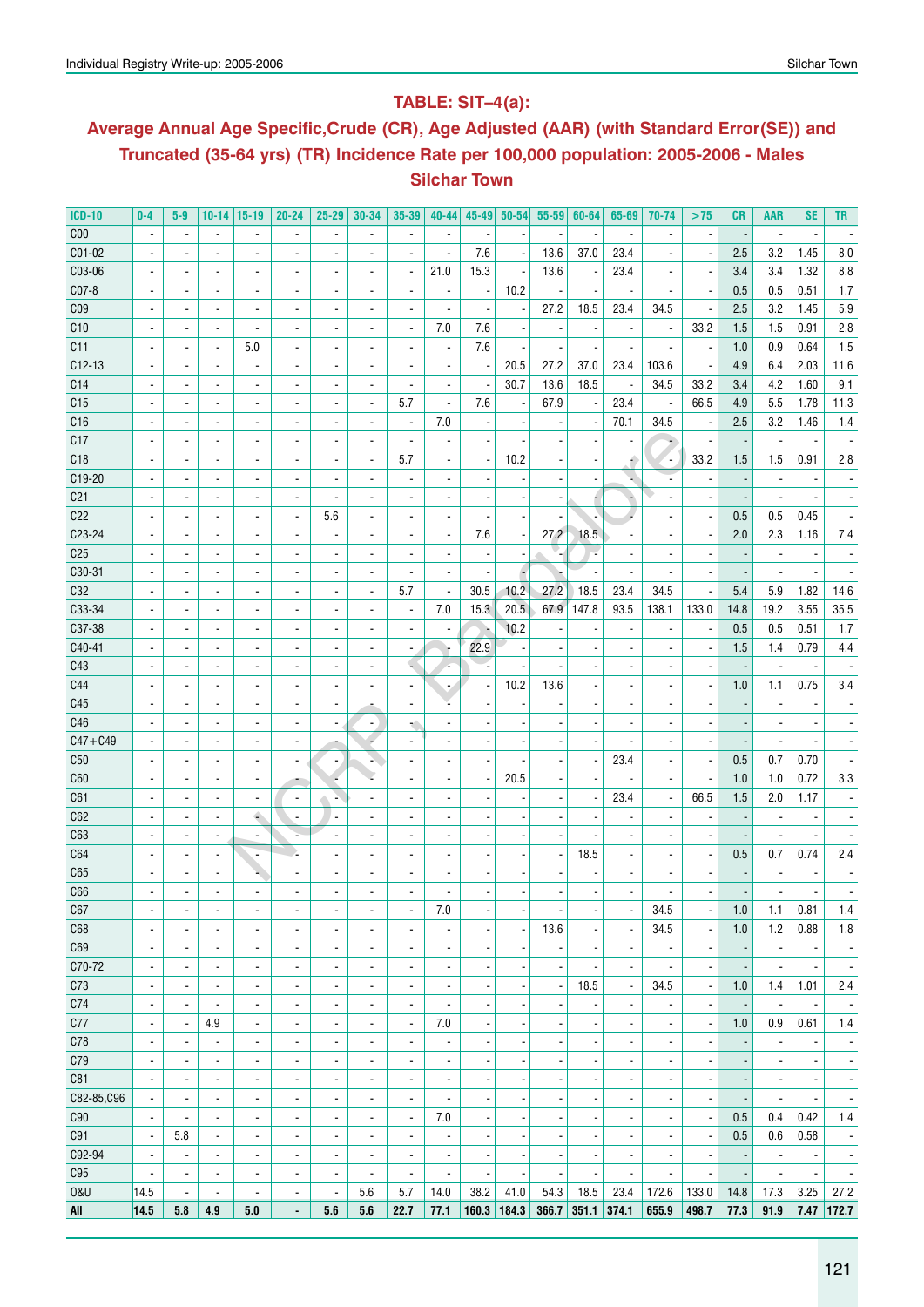## TABLE: SIT–4(a):

## Average Annual Age Specific,Crude (CR), Age Adjusted (AAR) (with Standard Error(SE)) and Truncated (35-64 yrs) (TR) Incidence Rate per 100,000 population: 2005-2006 - Males Silchar Town

| ICD-10 | 0-4 | 5-9 | 10-14 | 15-19 | 20-24 | 25-29 | 30-34 | 35-39 | 40-44 | 45-49 | 50-54 | 55-59 | 60-64 | 65-69 | 70-74 | >75 | CR | AAR | SE | TR |
|---|---|---|---|---|---|---|---|---|---|---|---|---|---|---|---|---|---|---|---|---|
| C00 | - | - | - | - | - | - | - | - | - | - | - | - | - | - | - | - | - | - | - | - |
| C01-02 | - | - | - | - | - | - | - | - | - | 7.6 | - | 13.6 | 37.0 | 23.4 | - | - | 2.5 | 3.2 | 1.45 | 8.0 |
| C03-06 | - | - | - | - | - | - | - | - | 21.0 | 15.3 | - | 13.6 | - | 23.4 | - | - | 3.4 | 3.4 | 1.32 | 8.8 |
| C07-8 | - | - | - | - | - | - | - | - | - | - | 10.2 | - | - | - | - | - | 0.5 | 0.5 | 0.51 | 1.7 |
| C09 | - | - | - | - | - | - | - | - | - | - | - | 27.2 | 18.5 | 23.4 | 34.5 | - | 2.5 | 3.2 | 1.45 | 5.9 |
| C10 | - | - | - | - | - | - | - | - | 7.0 | 7.6 | - | - | - | - | - | 33.2 | 1.5 | 1.5 | 0.91 | 2.8 |
| C11 | - | - | - | 5.0 | - | - | - | - | - | 7.6 | - | - | - | - | - | - | 1.0 | 0.9 | 0.64 | 1.5 |
| C12-13 | - | - | - | - | - | - | - | - | - | - | 20.5 | 27.2 | 37.0 | 23.4 | 103.6 | - | 4.9 | 6.4 | 2.03 | 11.6 |
| C14 | - | - | - | - | - | - | - | - | - | - | 30.7 | 13.6 | 18.5 | - | 34.5 | 33.2 | 3.4 | 4.2 | 1.60 | 9.1 |
| C15 | - | - | - | - | - | - | - | 5.7 | - | 7.6 | - | 67.9 | - | 23.4 | - | 66.5 | 4.9 | 5.5 | 1.78 | 11.3 |
| C16 | - | - | - | - | - | - | - | - | 7.0 | - | - | - | - | 70.1 | 34.5 | - | 2.5 | 3.2 | 1.46 | 1.4 |
| C17 | - | - | - | - | - | - | - | - | - | - | - | - | - | - | - | - | - | - | - | - |
| C18 | - | - | - | - | - | - | - | 5.7 | - | - | 10.2 | - | - | - | - | 33.2 | 1.5 | 1.5 | 0.91 | 2.8 |
| C19-20 | - | - | - | - | - | - | - | - | - | - | - | - | - | - | - | - | - | - | - | - |
| C21 | - | - | - | - | - | - | - | - | - | - | - | - | - | - | - | - | - | - | - | - |
| C22 | - | - | - | - | - | 5.6 | - | - | - | - | - | - | - | - | - | - | 0.5 | 0.5 | 0.45 | - |
| C23-24 | - | - | - | - | - | - | - | - | - | 7.6 | - | 27.2 | 18.5 | - | - | - | 2.0 | 2.3 | 1.16 | 7.4 |
| C25 | - | - | - | - | - | - | - | - | - | - | - | - | - | - | - | - | - | - | - | - |
| C30-31 | - | - | - | - | - | - | - | - | - | - | - | - | - | - | - | - | - | - | - | - |
| C32 | - | - | - | - | - | - | - | 5.7 | - | 30.5 | 10.2 | 27.2 | 18.5 | 23.4 | 34.5 | - | 5.4 | 5.9 | 1.82 | 14.6 |
| C33-34 | - | - | - | - | - | - | - | - | 7.0 | 15.3 | 20.5 | 67.9 | 147.8 | 93.5 | 138.1 | 133.0 | 14.8 | 19.2 | 3.55 | 35.5 |
| C37-38 | - | - | - | - | - | - | - | - | - | - | 10.2 | - | - | - | - | - | 0.5 | 0.5 | 0.51 | 1.7 |
| C40-41 | - | - | - | - | - | - | - | - | - | 22.9 | - | - | - | - | - | - | 1.5 | 1.4 | 0.79 | 4.4 |
| C43 | - | - | - | - | - | - | - | - | - | - | - | - | - | - | - | - | - | - | - | - |
| C44 | - | - | - | - | - | - | - | - | - | - | 10.2 | 13.6 | - | - | - | - | 1.0 | 1.1 | 0.75 | 3.4 |
| C45 | - | - | - | - | - | - | - | - | - | - | - | - | - | - | - | - | - | - | - | - |
| C46 | - | - | - | - | - | - | - | - | - | - | - | - | - | - | - | - | - | - | - | - |
| C47+C49 | - | - | - | - | - | - | - | - | - | - | - | - | - | - | - | - | - | - | - | - |
| C50 | - | - | - | - | - | - | - | - | - | - | - | - | - | 23.4 | - | - | 0.5 | 0.7 | 0.70 | - |
| C60 | - | - | - | - | - | - | - | - | - | - | 20.5 | - | - | - | - | - | 1.0 | 1.0 | 0.72 | 3.3 |
| C61 | - | - | - | - | - | - | - | - | - | - | - | - | - | 23.4 | - | 66.5 | 1.5 | 2.0 | 1.17 | - |
| C62 | - | - | - | - | - | - | - | - | - | - | - | - | - | - | - | - | - | - | - | - |
| C63 | - | - | - | - | - | - | - | - | - | - | - | - | - | - | - | - | - | - | - | - |
| C64 | - | - | - | - | - | - | - | - | - | - | - | - | 18.5 | - | - | - | 0.5 | 0.7 | 0.74 | 2.4 |
| C65 | - | - | - | - | - | - | - | - | - | - | - | - | - | - | - | - | - | - | - | - |
| C66 | - | - | - | - | - | - | - | - | - | - | - | - | - | - | - | - | - | - | - | - |
| C67 | - | - | - | - | - | - | - | - | 7.0 | - | - | - | - | - | 34.5 | - | 1.0 | 1.1 | 0.81 | 1.4 |
| C68 | - | - | - | - | - | - | - | - | - | - | - | 13.6 | - | - | 34.5 | - | 1.0 | 1.2 | 0.88 | 1.8 |
| C69 | - | - | - | - | - | - | - | - | - | - | - | - | - | - | - | - | - | - | - | - |
| C70-72 | - | - | - | - | - | - | - | - | - | - | - | - | - | - | - | - | - | - | - | - |
| C73 | - | - | - | - | - | - | - | - | - | - | - | - | 18.5 | - | 34.5 | - | 1.0 | 1.4 | 1.01 | 2.4 |
| C74 | - | - | - | - | - | - | - | - | - | - | - | - | - | - | - | - | - | - | - | - |
| C77 | - | - | 4.9 | - | - | - | - | - | 7.0 | - | - | - | - | - | - | - | 1.0 | 0.9 | 0.61 | 1.4 |
| C78 | - | - | - | - | - | - | - | - | - | - | - | - | - | - | - | - | - | - | - | - |
| C79 | - | - | - | - | - | - | - | - | - | - | - | - | - | - | - | - | - | - | - | - |
| C81 | - | - | - | - | - | - | - | - | - | - | - | - | - | - | - | - | - | - | - | - |
| C82-85,C96 | - | - | - | - | - | - | - | - | - | - | - | - | - | - | - | - | - | - | - | - |
| C90 | - | - | - | - | - | - | - | - | 7.0 | - | - | - | - | - | - | - | 0.5 | 0.4 | 0.42 | 1.4 |
| C91 | - | 5.8 | - | - | - | - | - | - | - | - | - | - | - | - | - | - | 0.5 | 0.6 | 0.58 | - |
| C92-94 | - | - | - | - | - | - | - | - | - | - | - | - | - | - | - | - | - | - | - | - |
| C95 | - | - | - | - | - | - | - | - | - | - | - | - | - | - | - | - | - | - | - | - |
| O&U | 14.5 | - | - | - | - | - | 5.6 | 5.7 | 14.0 | 38.2 | 41.0 | 54.3 | 18.5 | 23.4 | 172.6 | 133.0 | 14.8 | 17.3 | 3.25 | 27.2 |
| **All** | **14.5** | **5.8** | **4.9** | **5.0** | **-** | **5.6** | **5.6** | **22.7** | **77.1** | **160.3** | **184.3** | **366.7** | **351.1** | **374.1** | **655.9** | **498.7** | **77.3** | **91.9** | **7.47** | **172.7** |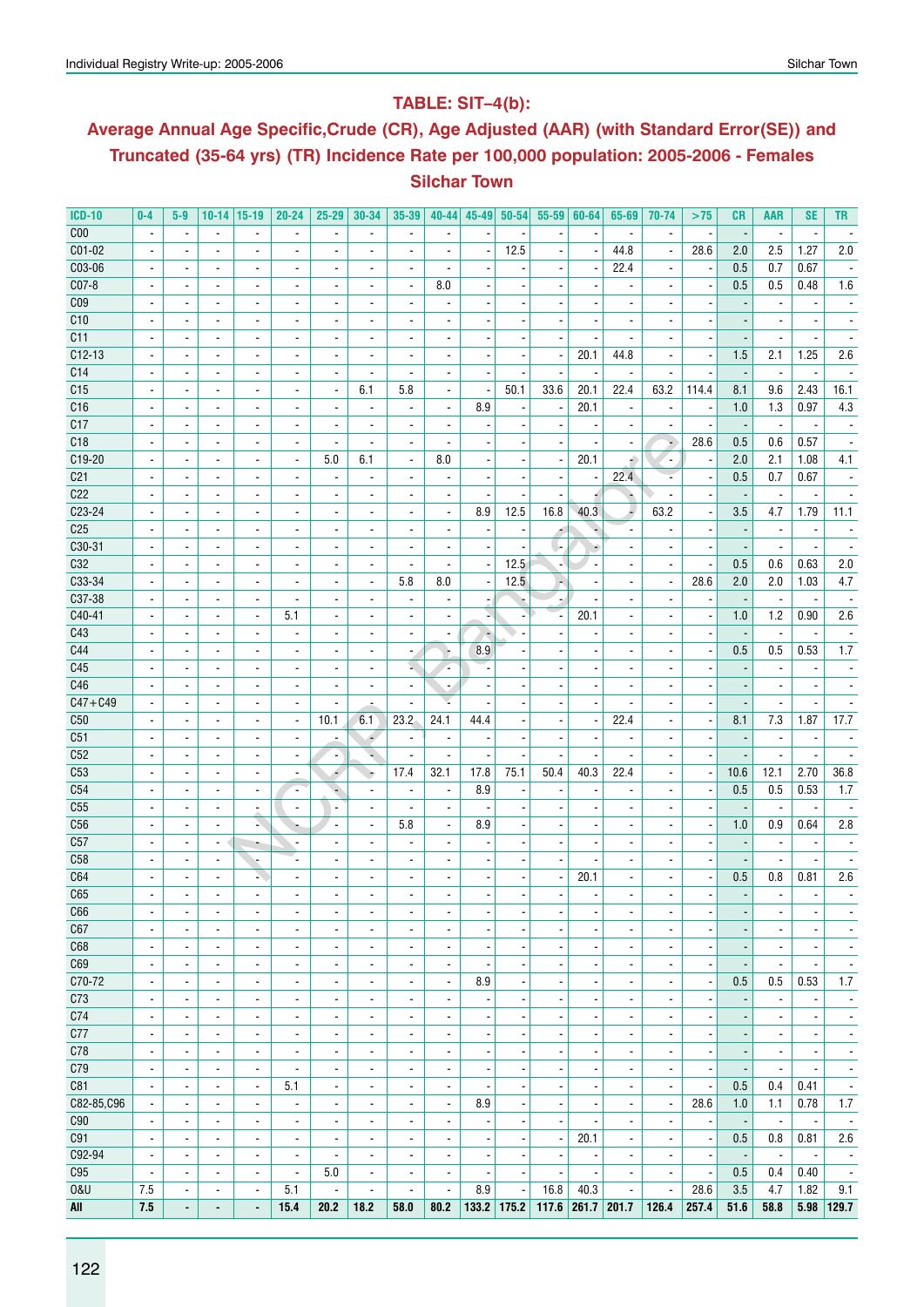## TABLE: SIT–4(b):

## Average Annual Age Specific,Crude (CR), Age Adjusted (AAR) (with Standard Error(SE)) and Truncated (35-64 yrs) (TR) Incidence Rate per 100,000 population: 2005-2006 - Females

## Silchar Town

| ICD-10 | 0-4 | 5-9 | 10-14 | 15-19 | 20-24 | 25-29 | 30-34 | 35-39 | 40-44 | 45-49 | 50-54 | 55-59 | 60-64 | 65-69 | 70-74 | >75 | CR | AAR | SE | TR |
|---|---|---|---|---|---|---|---|---|---|---|---|---|---|---|---|---|---|---|---|---|
| C00 | - | - | - | - | - | - | - | - | - | - | - | - | - | - | - | - | - | - | - | - |
| C01-02 | - | - | - | - | - | - | - | - | - | - | 12.5 | - | - | 44.8 | - | 28.6 | 2.0 | 2.5 | 1.27 | 2.0 |
| C03-06 | - | - | - | - | - | - | - | - | - | - | - | - | - | 22.4 | - | - | 0.5 | 0.7 | 0.67 | - |
| C07-8 | - | - | - | - | - | - | - | - | 8.0 | - | - | - | - | - | - | - | 0.5 | 0.5 | 0.48 | 1.6 |
| C09 | - | - | - | - | - | - | - | - | - | - | - | - | - | - | - | - | - | - | - | - |
| C10 | - | - | - | - | - | - | - | - | - | - | - | - | - | - | - | - | - | - | - | - |
| C11 | - | - | - | - | - | - | - | - | - | - | - | - | - | - | - | - | - | - | - | - |
| C12-13 | - | - | - | - | - | - | - | - | - | - | - | - | 20.1 | 44.8 | - | - | 1.5 | 2.1 | 1.25 | 2.6 |
| C14 | - | - | - | - | - | - | - | - | - | - | - | - | - | - | - | - | - | - | - | - |
| C15 | - | - | - | - | - | - | 6.1 | 5.8 | - | - | 50.1 | 33.6 | 20.1 | 22.4 | 63.2 | 114.4 | 8.1 | 9.6 | 2.43 | 16.1 |
| C16 | - | - | - | - | - | - | - | - | - | 8.9 | - | - | 20.1 | - | - | - | 1.0 | 1.3 | 0.97 | 4.3 |
| C17 | - | - | - | - | - | - | - | - | - | - | - | - | - | - | - | - | - | - | - | - |
| C18 | - | - | - | - | - | - | - | - | - | - | - | - | - | - | - | 28.6 | 0.5 | 0.6 | 0.57 | - |
| C19-20 | - | - | - | - | - | 5.0 | 6.1 | - | 8.0 | - | - | - | 20.1 | - | - | - | 2.0 | 2.1 | 1.08 | 4.1 |
| C21 | - | - | - | - | - | - | - | - | - | - | - | - | - | 22.4 | - | - | 0.5 | 0.7 | 0.67 | - |
| C22 | - | - | - | - | - | - | - | - | - | - | - | - | - | - | - | - | - | - | - | - |
| C23-24 | - | - | - | - | - | - | - | - | - | 8.9 | 12.5 | 16.8 | 40.3 | - | 63.2 | - | 3.5 | 4.7 | 1.79 | 11.1 |
| C25 | - | - | - | - | - | - | - | - | - | - | - | - | - | - | - | - | - | - | - | - |
| C30-31 | - | - | - | - | - | - | - | - | - | - | - | - | - | - | - | - | - | - | - | - |
| C32 | - | - | - | - | - | - | - | - | - | - | 12.5 | - | - | - | - | - | 0.5 | 0.6 | 0.63 | 2.0 |
| C33-34 | - | - | - | - | - | - | - | 5.8 | 8.0 | - | 12.5 | - | - | - | - | 28.6 | 2.0 | 2.0 | 1.03 | 4.7 |
| C37-38 | - | - | - | - | - | - | - | - | - | - | - | - | - | - | - | - | - | - | - | - |
| C40-41 | - | - | - | - | 5.1 | - | - | - | - | - | - | - | 20.1 | - | - | - | 1.0 | 1.2 | 0.90 | 2.6 |
| C43 | - | - | - | - | - | - | - | - | - | - | - | - | - | - | - | - | - | - | - | - |
| C44 | - | - | - | - | - | - | - | - | - | 8.9 | - | - | - | - | - | - | 0.5 | 0.5 | 0.53 | 1.7 |
| C45 | - | - | - | - | - | - | - | - | - | - | - | - | - | - | - | - | - | - | - | - |
| C46 | - | - | - | - | - | - | - | - | - | - | - | - | - | - | - | - | - | - | - | - |
| C47+C49 | - | - | - | - | - | - | - | - | - | - | - | - | - | - | - | - | - | - | - | - |
| C50 | - | - | - | - | - | 10.1 | 6.1 | 23.2 | 24.1 | 44.4 | - | - | - | 22.4 | - | - | 8.1 | 7.3 | 1.87 | 17.7 |
| C51 | - | - | - | - | - | - | - | - | - | - | - | - | - | - | - | - | - | - | - | - |
| C52 | - | - | - | - | - | - | - | - | - | - | - | - | - | - | - | - | - | - | - | - |
| C53 | - | - | - | - | - | - | - | 17.4 | 32.1 | 17.8 | 75.1 | 50.4 | 40.3 | 22.4 | - | - | 10.6 | 12.1 | 2.70 | 36.8 |
| C54 | - | - | - | - | - | - | - | - | - | 8.9 | - | - | - | - | - | - | 0.5 | 0.5 | 0.53 | 1.7 |
| C55 | - | - | - | - | - | - | - | - | - | - | - | - | - | - | - | - | - | - | - | - |
| C56 | - | - | - | - | - | - | - | 5.8 | - | 8.9 | - | - | - | - | - | - | 1.0 | 0.9 | 0.64 | 2.8 |
| C57 | - | - | - | - | - | - | - | - | - | - | - | - | - | - | - | - | - | - | - | - |
| C58 | - | - | - | - | - | - | - | - | - | - | - | - | - | - | - | - | - | - | - | - |
| C64 | - | - | - | - | - | - | - | - | - | - | - | - | 20.1 | - | - | - | 0.5 | 0.8 | 0.81 | 2.6 |
| C65 | - | - | - | - | - | - | - | - | - | - | - | - | - | - | - | - | - | - | - | - |
| C66 | - | - | - | - | - | - | - | - | - | - | - | - | - | - | - | - | - | - | - | - |
| C67 | - | - | - | - | - | - | - | - | - | - | - | - | - | - | - | - | - | - | - | - |
| C68 | - | - | - | - | - | - | - | - | - | - | - | - | - | - | - | - | - | - | - | - |
| C69 | - | - | - | - | - | - | - | - | - | - | - | - | - | - | - | - | - | - | - | - |
| C70-72 | - | - | - | - | - | - | - | - | - | 8.9 | - | - | - | - | - | - | 0.5 | 0.5 | 0.53 | 1.7 |
| C73 | - | - | - | - | - | - | - | - | - | - | - | - | - | - | - | - | - | - | - | - |
| C74 | - | - | - | - | - | - | - | - | - | - | - | - | - | - | - | - | - | - | - | - |
| C77 | - | - | - | - | - | - | - | - | - | - | - | - | - | - | - | - | - | - | - | - |
| C78 | - | - | - | - | - | - | - | - | - | - | - | - | - | - | - | - | - | - | - | - |
| C79 | - | - | - | - | - | - | - | - | - | - | - | - | - | - | - | - | - | - | - | - |
| C81 | - | - | - | - | 5.1 | - | - | - | - | - | - | - | - | - | - | - | 0.5 | 0.4 | 0.41 | - |
| C82-85,C96 | - | - | - | - | - | - | - | - | - | 8.9 | - | - | - | - | - | 28.6 | 1.0 | 1.1 | 0.78 | 1.7 |
| C90 | - | - | - | - | - | - | - | - | - | - | - | - | - | - | - | - | - | - | - | - |
| C91 | - | - | - | - | - | - | - | - | - | - | - | - | 20.1 | - | - | - | 0.5 | 0.8 | 0.81 | 2.6 |
| C92-94 | - | - | - | - | - | - | - | - | - | - | - | - | - | - | - | - | - | - | - | - |
| C95 | - | - | - | - | - | 5.0 | - | - | - | - | - | - | - | - | - | - | 0.5 | 0.4 | 0.40 | - |
| O&U | 7.5 | - | - | - | 5.1 | - | - | - | - | 8.9 | - | 16.8 | 40.3 | - | - | 28.6 | 3.5 | 4.7 | 1.82 | 9.1 |
| **All** | **7.5** | **-** | **-** | **-** | **15.4** | **20.2** | **18.2** | **58.0** | **80.2** | **133.2** | **175.2** | **117.6** | **261.7** | **201.7** | **126.4** | **257.4** | **51.6** | **58.8** | **5.98** | **129.7** |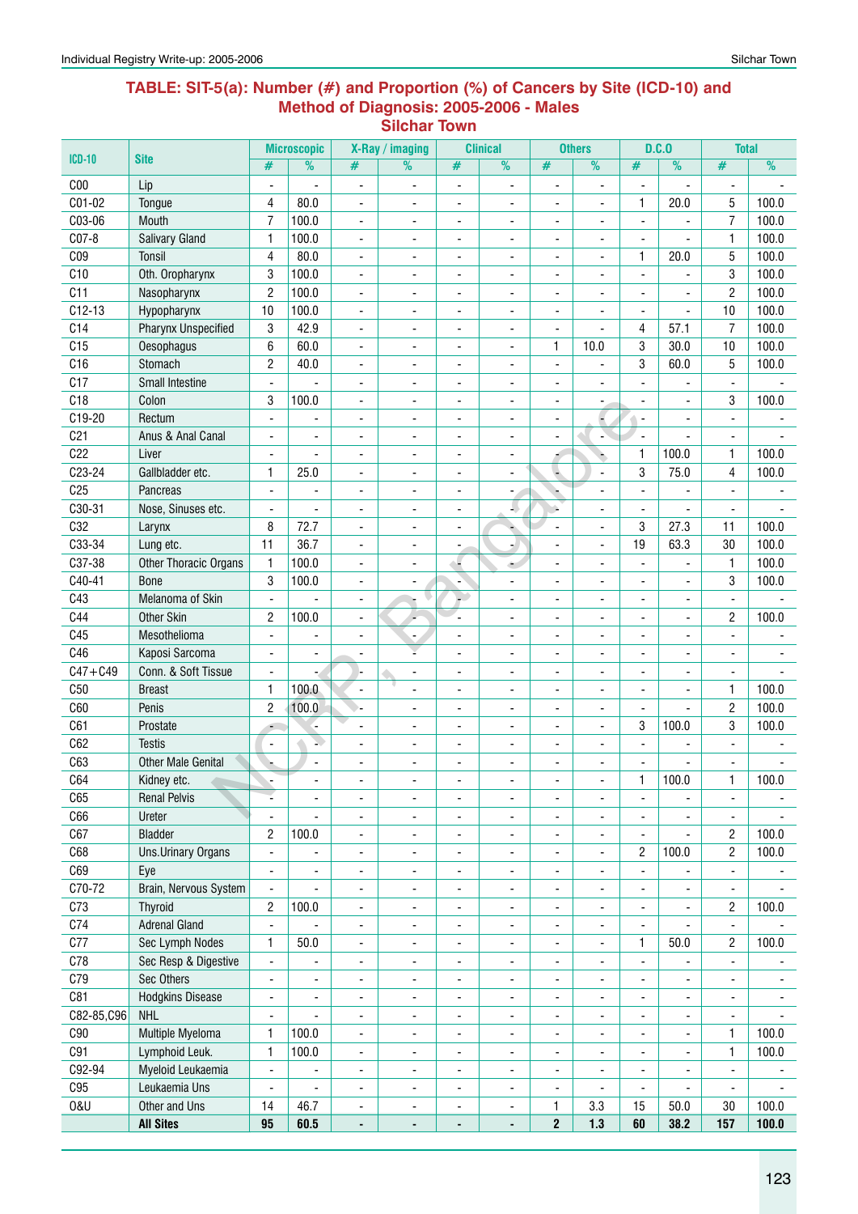## TABLE: SIT-5(a): Number (#) and Proportion (%) of Cancers by Site (ICD-10) and Method of Diagnosis: 2005-2006 - Males
### Silchar Town

| ICD-10 | Site | Microscopic | | X-Ray / imaging | | Clinical | | Others | | D.C.O | | Total | |
|---|---|---|---|---|---|---|---|---|---|---|---|---|---|
| | | # | % | # | % | # | % | # | % | # | % | # | % |
| C00 | Lip | - | - | - | - | - | - | - | - | - | - | - | - |
| C01-02 | Tongue | 4 | 80.0 | - | - | - | - | - | - | 1 | 20.0 | 5 | 100.0 |
| C03-06 | Mouth | 7 | 100.0 | - | - | - | - | - | - | - | - | 7 | 100.0 |
| C07-8 | Salivary Gland | 1 | 100.0 | - | - | - | - | - | - | - | - | 1 | 100.0 |
| C09 | Tonsil | 4 | 80.0 | - | - | - | - | - | - | 1 | 20.0 | 5 | 100.0 |
| C10 | Oth. Oropharynx | 3 | 100.0 | - | - | - | - | - | - | - | - | 3 | 100.0 |
| C11 | Nasopharynx | 2 | 100.0 | - | - | - | - | - | - | - | - | 2 | 100.0 |
| C12-13 | Hypopharynx | 10 | 100.0 | - | - | - | - | - | - | - | - | 10 | 100.0 |
| C14 | Pharynx Unspecified | 3 | 42.9 | - | - | - | - | - | - | 4 | 57.1 | 7 | 100.0 |
| C15 | Oesophagus | 6 | 60.0 | - | - | - | - | 1 | 10.0 | 3 | 30.0 | 10 | 100.0 |
| C16 | Stomach | 2 | 40.0 | - | - | - | - | - | - | 3 | 60.0 | 5 | 100.0 |
| C17 | Small Intestine | - | - | - | - | - | - | - | - | - | - | - | - |
| C18 | Colon | 3 | 100.0 | - | - | - | - | - | - | - | - | 3 | 100.0 |
| C19-20 | Rectum | - | - | - | - | - | - | - | - | - | - | - | - |
| C21 | Anus & Anal Canal | - | - | - | - | - | - | - | - | - | - | - | - |
| C22 | Liver | - | - | - | - | - | - | - | - | 1 | 100.0 | 1 | 100.0 |
| C23-24 | Gallbladder etc. | 1 | 25.0 | - | - | - | - | - | - | 3 | 75.0 | 4 | 100.0 |
| C25 | Pancreas | - | - | - | - | - | - | - | - | - | - | - | - |
| C30-31 | Nose, Sinuses etc. | - | - | - | - | - | - | - | - | - | - | - | - |
| C32 | Larynx | 8 | 72.7 | - | - | - | - | - | - | 3 | 27.3 | 11 | 100.0 |
| C33-34 | Lung etc. | 11 | 36.7 | - | - | - | - | - | - | 19 | 63.3 | 30 | 100.0 |
| C37-38 | Other Thoracic Organs | 1 | 100.0 | - | - | - | - | - | - | - | - | 1 | 100.0 |
| C40-41 | Bone | 3 | 100.0 | - | - | - | - | - | - | - | - | 3 | 100.0 |
| C43 | Melanoma of Skin | - | - | - | - | - | - | - | - | - | - | - | - |
| C44 | Other Skin | 2 | 100.0 | - | - | - | - | - | - | - | - | 2 | 100.0 |
| C45 | Mesothelioma | - | - | - | - | - | - | - | - | - | - | - | - |
| C46 | Kaposi Sarcoma | - | - | - | - | - | - | - | - | - | - | - | - |
| C47+C49 | Conn. & Soft Tissue | - | - | - | - | - | - | - | - | - | - | - | - |
| C50 | Breast | 1 | 100.0 | - | - | - | - | - | - | - | - | 1 | 100.0 |
| C60 | Penis | 2 | 100.0 | - | - | - | - | - | - | - | - | 2 | 100.0 |
| C61 | Prostate | - | - | - | - | - | - | - | - | 3 | 100.0 | 3 | 100.0 |
| C62 | Testis | - | - | - | - | - | - | - | - | - | - | - | - |
| C63 | Other Male Genital | - | - | - | - | - | - | - | - | - | - | - | - |
| C64 | Kidney etc. | - | - | - | - | - | - | - | - | 1 | 100.0 | 1 | 100.0 |
| C65 | Renal Pelvis | - | - | - | - | - | - | - | - | - | - | - | - |
| C66 | Ureter | - | - | - | - | - | - | - | - | - | - | - | - |
| C67 | Bladder | 2 | 100.0 | - | - | - | - | - | - | - | - | 2 | 100.0 |
| C68 | Uns.Urinary Organs | - | - | - | - | - | - | - | - | 2 | 100.0 | 2 | 100.0 |
| C69 | Eye | - | - | - | - | - | - | - | - | - | - | - | - |
| C70-72 | Brain, Nervous System | - | - | - | - | - | - | - | - | - | - | - | - |
| C73 | Thyroid | 2 | 100.0 | - | - | - | - | - | - | - | - | 2 | 100.0 |
| C74 | Adrenal Gland | - | - | - | - | - | - | - | - | - | - | - | - |
| C77 | Sec Lymph Nodes | 1 | 50.0 | - | - | - | - | - | - | 1 | 50.0 | 2 | 100.0 |
| C78 | Sec Resp & Digestive | - | - | - | - | - | - | - | - | - | - | - | - |
| C79 | Sec Others | - | - | - | - | - | - | - | - | - | - | - | - |
| C81 | Hodgkins Disease | - | - | - | - | - | - | - | - | - | - | - | - |
| C82-85,C96 | NHL | - | - | - | - | - | - | - | - | - | - | - | - |
| C90 | Multiple Myeloma | 1 | 100.0 | - | - | - | - | - | - | - | - | 1 | 100.0 |
| C91 | Lymphoid Leuk. | 1 | 100.0 | - | - | - | - | - | - | - | - | 1 | 100.0 |
| C92-94 | Myeloid Leukaemia | - | - | - | - | - | - | - | - | - | - | - | - |
| C95 | Leukaemia Uns | - | - | - | - | - | - | - | - | - | - | - | - |
| O&U | Other and Uns | 14 | 46.7 | - | - | - | - | 1 | 3.3 | 15 | 50.0 | 30 | 100.0 |
| | **All Sites** | **95** | **60.5** | **-** | **-** | **-** | **-** | **2** | **1.3** | **60** | **38.2** | **157** | **100.0** |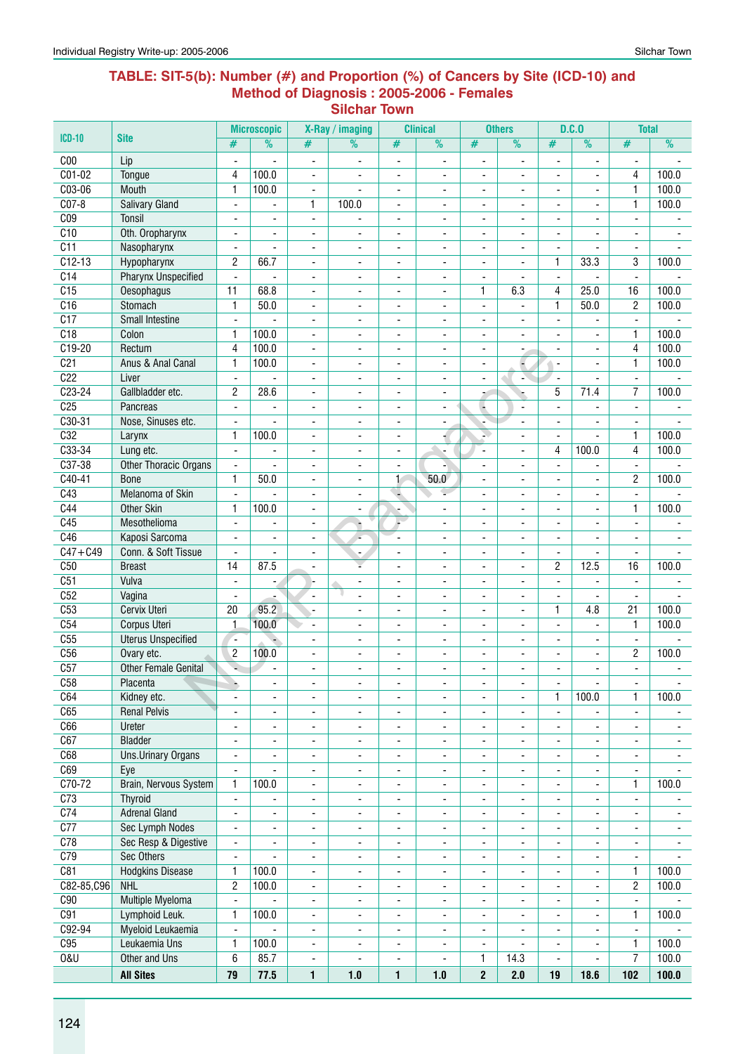## TABLE: SIT-5(b): Number (#) and Proportion (%) of Cancers by Site (ICD-10) and Method of Diagnosis : 2005-2006 - Females
### Silchar Town

| ICD-10 | Site | Microscopic | | X-Ray / imaging | | Clinical | | Others | | D.C.O | | Total | |
|---|---|---|---|---|---|---|---|---|---|---|---|---|---|
| | | # | % | # | % | # | % | # | % | # | % | # | % |
| C00 | Lip | - | - | - | - | - | - | - | - | - | - | - | - |
| C01-02 | Tongue | 4 | 100.0 | - | - | - | - | - | - | - | - | 4 | 100.0 |
| C03-06 | Mouth | 1 | 100.0 | - | - | - | - | - | - | - | - | 1 | 100.0 |
| C07-8 | Salivary Gland | - | - | 1 | 100.0 | - | - | - | - | - | - | 1 | 100.0 |
| C09 | Tonsil | - | - | - | - | - | - | - | - | - | - | - | - |
| C10 | Oth. Oropharynx | - | - | - | - | - | - | - | - | - | - | - | - |
| C11 | Nasopharynx | - | - | - | - | - | - | - | - | - | - | - | - |
| C12-13 | Hypopharynx | 2 | 66.7 | - | - | - | - | - | - | 1 | 33.3 | 3 | 100.0 |
| C14 | Pharynx Unspecified | - | - | - | - | - | - | - | - | - | - | - | - |
| C15 | Oesophagus | 11 | 68.8 | - | - | - | - | 1 | 6.3 | 4 | 25.0 | 16 | 100.0 |
| C16 | Stomach | 1 | 50.0 | - | - | - | - | - | - | 1 | 50.0 | 2 | 100.0 |
| C17 | Small Intestine | - | - | - | - | - | - | - | - | - | - | - | - |
| C18 | Colon | 1 | 100.0 | - | - | - | - | - | - | - | - | 1 | 100.0 |
| C19-20 | Rectum | 4 | 100.0 | - | - | - | - | - | - | - | - | 4 | 100.0 |
| C21 | Anus & Anal Canal | 1 | 100.0 | - | - | - | - | - | - | - | - | 1 | 100.0 |
| C22 | Liver | - | - | - | - | - | - | - | - | - | - | - | - |
| C23-24 | Gallbladder etc. | 2 | 28.6 | - | - | - | - | - | - | 5 | 71.4 | 7 | 100.0 |
| C25 | Pancreas | - | - | - | - | - | - | - | - | - | - | - | - |
| C30-31 | Nose, Sinuses etc. | - | - | - | - | - | - | - | - | - | - | - | - |
| C32 | Larynx | 1 | 100.0 | - | - | - | - | - | - | - | - | 1 | 100.0 |
| C33-34 | Lung etc. | - | - | - | - | - | - | - | - | 4 | 100.0 | 4 | 100.0 |
| C37-38 | Other Thoracic Organs | - | - | - | - | - | - | - | - | - | - | - | - |
| C40-41 | Bone | 1 | 50.0 | - | - | 1 | 50.0 | - | - | - | - | 2 | 100.0 |
| C43 | Melanoma of Skin | - | - | - | - | - | - | - | - | - | - | - | - |
| C44 | Other Skin | 1 | 100.0 | - | - | - | - | - | - | - | - | 1 | 100.0 |
| C45 | Mesothelioma | - | - | - | - | - | - | - | - | - | - | - | - |
| C46 | Kaposi Sarcoma | - | - | - | - | - | - | - | - | - | - | - | - |
| C47+C49 | Conn. & Soft Tissue | - | - | - | - | - | - | - | - | - | - | - | - |
| C50 | Breast | 14 | 87.5 | - | - | - | - | - | - | 2 | 12.5 | 16 | 100.0 |
| C51 | Vulva | - | - | - | - | - | - | - | - | - | - | - | - |
| C52 | Vagina | - | - | - | - | - | - | - | - | - | - | - | - |
| C53 | Cervix Uteri | 20 | 95.2 | - | - | - | - | - | - | 1 | 4.8 | 21 | 100.0 |
| C54 | Corpus Uteri | 1 | 100.0 | - | - | - | - | - | - | - | - | 1 | 100.0 |
| C55 | Uterus Unspecified | - | - | - | - | - | - | - | - | - | - | - | - |
| C56 | Ovary etc. | 2 | 100.0 | - | - | - | - | - | - | - | - | 2 | 100.0 |
| C57 | Other Female Genital | - | - | - | - | - | - | - | - | - | - | - | - |
| C58 | Placenta | - | - | - | - | - | - | - | - | - | - | - | - |
| C64 | Kidney etc. | - | - | - | - | - | - | - | - | 1 | 100.0 | 1 | 100.0 |
| C65 | Renal Pelvis | - | - | - | - | - | - | - | - | - | - | - | - |
| C66 | Ureter | - | - | - | - | - | - | - | - | - | - | - | - |
| C67 | Bladder | - | - | - | - | - | - | - | - | - | - | - | - |
| C68 | Uns.Urinary Organs | - | - | - | - | - | - | - | - | - | - | - | - |
| C69 | Eye | - | - | - | - | - | - | - | - | - | - | - | - |
| C70-72 | Brain, Nervous System | 1 | 100.0 | - | - | - | - | - | - | - | - | 1 | 100.0 |
| C73 | Thyroid | - | - | - | - | - | - | - | - | - | - | - | - |
| C74 | Adrenal Gland | - | - | - | - | - | - | - | - | - | - | - | - |
| C77 | Sec Lymph Nodes | - | - | - | - | - | - | - | - | - | - | - | - |
| C78 | Sec Resp & Digestive | - | - | - | - | - | - | - | - | - | - | - | - |
| C79 | Sec Others | - | - | - | - | - | - | - | - | - | - | - | - |
| C81 | Hodgkins Disease | 1 | 100.0 | - | - | - | - | - | - | - | - | 1 | 100.0 |
| C82-85,C96 | NHL | 2 | 100.0 | - | - | - | - | - | - | - | - | 2 | 100.0 |
| C90 | Multiple Myeloma | - | - | - | - | - | - | - | - | - | - | - | - |
| C91 | Lymphoid Leuk. | 1 | 100.0 | - | - | - | - | - | - | - | - | 1 | 100.0 |
| C92-94 | Myeloid Leukaemia | - | - | - | - | - | - | - | - | - | - | - | - |
| C95 | Leukaemia Uns | 1 | 100.0 | - | - | - | - | - | - | - | - | 1 | 100.0 |
| O&U | Other and Uns | 6 | 85.7 | - | - | - | - | 1 | 14.3 | - | - | 7 | 100.0 |
| | **All Sites** | **79** | **77.5** | **1** | **1.0** | **1** | **1.0** | **2** | **2.0** | **19** | **18.6** | **102** | **100.0** |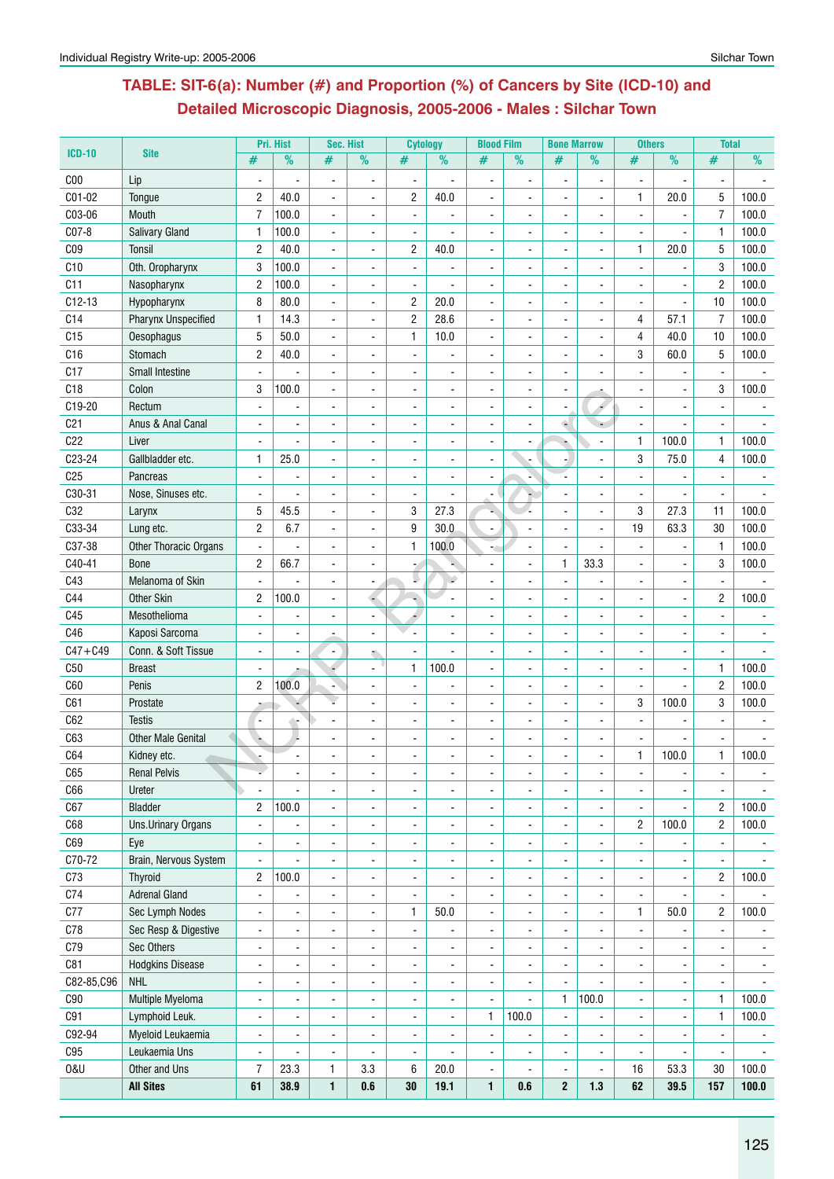## TABLE: SIT-6(a): Number (#) and Proportion (%) of Cancers by Site (ICD-10) and Detailed Microscopic Diagnosis, 2005-2006 - Males : Silchar Town

| ICD-10 | Site | Pri. Hist | | Sec. Hist | | Cytology | | Blood Film | | Bone Marrow | | Others | | Total | |
|---|---|---|---|---|---|---|---|---|---|---|---|---|---|---|---|
| | | # | % | # | % | # | % | # | % | # | % | # | % | # | % |
| C00 | Lip | - | - | - | - | - | - | - | - | - | - | - | - | - | - |
| C01-02 | Tongue | 2 | 40.0 | - | - | 2 | 40.0 | - | - | - | - | 1 | 20.0 | 5 | 100.0 |
| C03-06 | Mouth | 7 | 100.0 | - | - | - | - | - | - | - | - | - | - | 7 | 100.0 |
| C07-8 | Salivary Gland | 1 | 100.0 | - | - | - | - | - | - | - | - | - | - | 1 | 100.0 |
| C09 | Tonsil | 2 | 40.0 | - | - | 2 | 40.0 | - | - | - | - | 1 | 20.0 | 5 | 100.0 |
| C10 | Oth. Oropharynx | 3 | 100.0 | - | - | - | - | - | - | - | - | - | - | 3 | 100.0 |
| C11 | Nasopharynx | 2 | 100.0 | - | - | - | - | - | - | - | - | - | - | 2 | 100.0 |
| C12-13 | Hypopharynx | 8 | 80.0 | - | - | 2 | 20.0 | - | - | - | - | - | - | 10 | 100.0 |
| C14 | Pharynx Unspecified | 1 | 14.3 | - | - | 2 | 28.6 | - | - | - | - | 4 | 57.1 | 7 | 100.0 |
| C15 | Oesophagus | 5 | 50.0 | - | - | 1 | 10.0 | - | - | - | - | 4 | 40.0 | 10 | 100.0 |
| C16 | Stomach | 2 | 40.0 | - | - | - | - | - | - | - | - | 3 | 60.0 | 5 | 100.0 |
| C17 | Small Intestine | - | - | - | - | - | - | - | - | - | - | - | - | - | - |
| C18 | Colon | 3 | 100.0 | - | - | - | - | - | - | - | - | - | - | 3 | 100.0 |
| C19-20 | Rectum | - | - | - | - | - | - | - | - | - | - | - | - | - | - |
| C21 | Anus & Anal Canal | - | - | - | - | - | - | - | - | - | - | - | - | - | - |
| C22 | Liver | - | - | - | - | - | - | - | - | - | - | 1 | 100.0 | 1 | 100.0 |
| C23-24 | Gallbladder etc. | 1 | 25.0 | - | - | - | - | - | - | - | - | 3 | 75.0 | 4 | 100.0 |
| C25 | Pancreas | - | - | - | - | - | - | - | - | - | - | - | - | - | - |
| C30-31 | Nose, Sinuses etc. | - | - | - | - | - | - | - | - | - | - | - | - | - | - |
| C32 | Larynx | 5 | 45.5 | - | - | 3 | 27.3 | - | - | - | - | 3 | 27.3 | 11 | 100.0 |
| C33-34 | Lung etc. | 2 | 6.7 | - | - | 9 | 30.0 | - | - | - | - | 19 | 63.3 | 30 | 100.0 |
| C37-38 | Other Thoracic Organs | - | - | - | - | 1 | 100.0 | - | - | - | - | - | - | 1 | 100.0 |
| C40-41 | Bone | 2 | 66.7 | - | - | - | - | - | - | 1 | 33.3 | - | - | 3 | 100.0 |
| C43 | Melanoma of Skin | - | - | - | - | - | - | - | - | - | - | - | - | - | - |
| C44 | Other Skin | 2 | 100.0 | - | - | - | - | - | - | - | - | - | - | 2 | 100.0 |
| C45 | Mesothelioma | - | - | - | - | - | - | - | - | - | - | - | - | - | - |
| C46 | Kaposi Sarcoma | - | - | - | - | - | - | - | - | - | - | - | - | - | - |
| C47+C49 | Conn. & Soft Tissue | - | - | - | - | - | - | - | - | - | - | - | - | - | - |
| C50 | Breast | - | - | - | - | 1 | 100.0 | - | - | - | - | - | - | 1 | 100.0 |
| C60 | Penis | 2 | 100.0 | - | - | - | - | - | - | - | - | - | - | 2 | 100.0 |
| C61 | Prostate | - | - | - | - | - | - | - | - | - | - | 3 | 100.0 | 3 | 100.0 |
| C62 | Testis | - | - | - | - | - | - | - | - | - | - | - | - | - | - |
| C63 | Other Male Genital | - | - | - | - | - | - | - | - | - | - | - | - | - | - |
| C64 | Kidney etc. | - | - | - | - | - | - | - | - | - | - | 1 | 100.0 | 1 | 100.0 |
| C65 | Renal Pelvis | - | - | - | - | - | - | - | - | - | - | - | - | - | - |
| C66 | Ureter | - | - | - | - | - | - | - | - | - | - | - | - | - | - |
| C67 | Bladder | 2 | 100.0 | - | - | - | - | - | - | - | - | - | - | 2 | 100.0 |
| C68 | Uns.Urinary Organs | - | - | - | - | - | - | - | - | - | - | 2 | 100.0 | 2 | 100.0 |
| C69 | Eye | - | - | - | - | - | - | - | - | - | - | - | - | - | - |
| C70-72 | Brain, Nervous System | - | - | - | - | - | - | - | - | - | - | - | - | - | - |
| C73 | Thyroid | 2 | 100.0 | - | - | - | - | - | - | - | - | - | - | 2 | 100.0 |
| C74 | Adrenal Gland | - | - | - | - | - | - | - | - | - | - | - | - | - | - |
| C77 | Sec Lymph Nodes | - | - | - | - | 1 | 50.0 | - | - | - | - | 1 | 50.0 | 2 | 100.0 |
| C78 | Sec Resp & Digestive | - | - | - | - | - | - | - | - | - | - | - | - | - | - |
| C79 | Sec Others | - | - | - | - | - | - | - | - | - | - | - | - | - | - |
| C81 | Hodgkins Disease | - | - | - | - | - | - | - | - | - | - | - | - | - | - |
| C82-85,C96 | NHL | - | - | - | - | - | - | - | - | - | - | - | - | - | - |
| C90 | Multiple Myeloma | - | - | - | - | - | - | - | - | 1 | 100.0 | - | - | 1 | 100.0 |
| C91 | Lymphoid Leuk. | - | - | - | - | - | - | 1 | 100.0 | - | - | - | - | 1 | 100.0 |
| C92-94 | Myeloid Leukaemia | - | - | - | - | - | - | - | - | - | - | - | - | - | - |
| C95 | Leukaemia Uns | - | - | - | - | - | - | - | - | - | - | - | - | - | - |
| O&U | Other and Uns | 7 | 23.3 | 1 | 3.3 | 6 | 20.0 | - | - | - | - | 16 | 53.3 | 30 | 100.0 |
| | **All Sites** | **61** | **38.9** | **1** | **0.6** | **30** | **19.1** | **1** | **0.6** | **2** | **1.3** | **62** | **39.5** | **157** | **100.0** |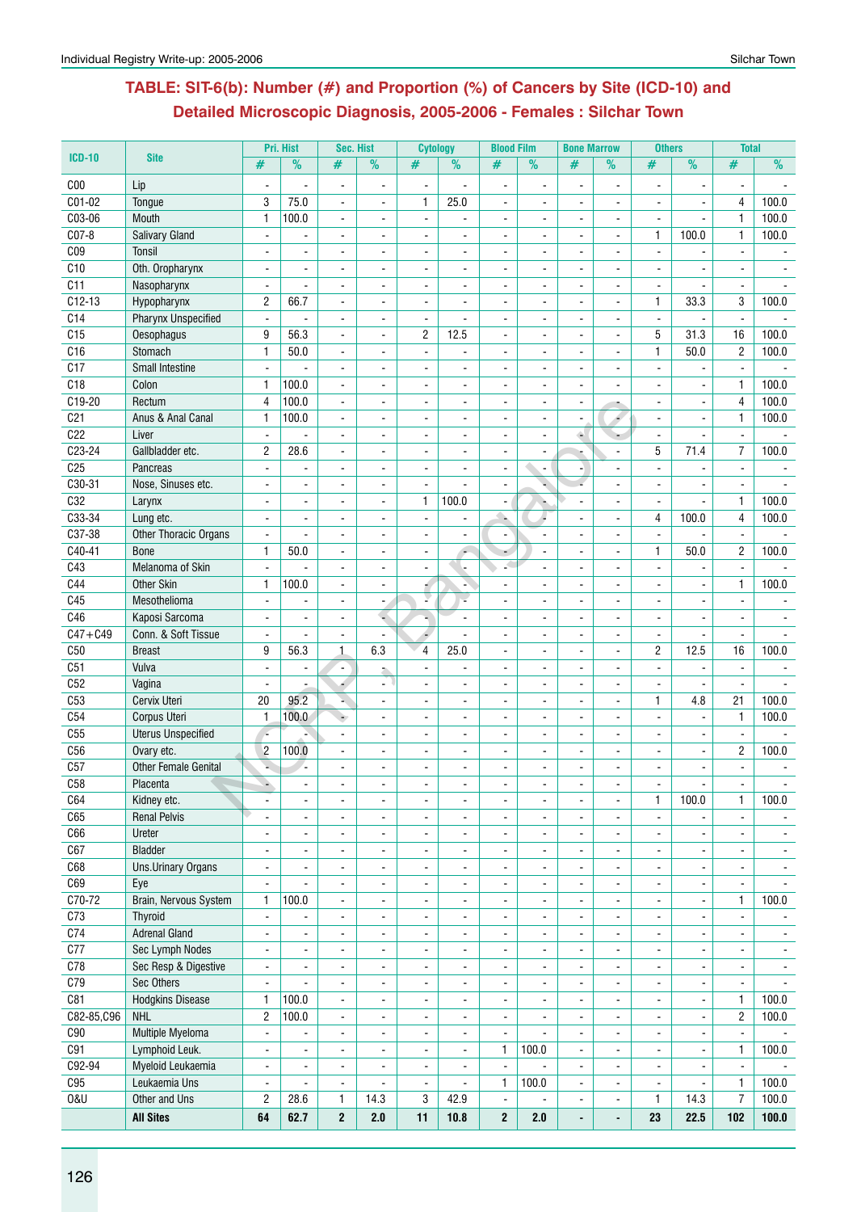## TABLE: SIT-6(b): Number (#) and Proportion (%) of Cancers by Site (ICD-10) and Detailed Microscopic Diagnosis, 2005-2006 - Females : Silchar Town

| ICD-10 | Site | Pri. Hist | | Sec. Hist | | Cytology | | Blood Film | | Bone Marrow | | Others | | Total | |
|---|---|---|---|---|---|---|---|---|---|---|---|---|---|---|---|
| | | # | % | # | % | # | % | # | % | # | % | # | % | # | % |
| C00 | Lip | - | - | - | - | - | - | - | - | - | - | - | - | - | - |
| C01-02 | Tongue | 3 | 75.0 | - | - | 1 | 25.0 | - | - | - | - | - | - | 4 | 100.0 |
| C03-06 | Mouth | 1 | 100.0 | - | - | - | - | - | - | - | - | - | - | 1 | 100.0 |
| C07-8 | Salivary Gland | - | - | - | - | - | - | - | - | - | - | 1 | 100.0 | 1 | 100.0 |
| C09 | Tonsil | - | - | - | - | - | - | - | - | - | - | - | - | - | - |
| C10 | Oth. Oropharynx | - | - | - | - | - | - | - | - | - | - | - | - | - | - |
| C11 | Nasopharynx | - | - | - | - | - | - | - | - | - | - | - | - | - | - |
| C12-13 | Hypopharynx | 2 | 66.7 | - | - | - | - | - | - | - | - | 1 | 33.3 | 3 | 100.0 |
| C14 | Pharynx Unspecified | - | - | - | - | - | - | - | - | - | - | - | - | - | - |
| C15 | Oesophagus | 9 | 56.3 | - | - | 2 | 12.5 | - | - | - | - | 5 | 31.3 | 16 | 100.0 |
| C16 | Stomach | 1 | 50.0 | - | - | - | - | - | - | - | - | 1 | 50.0 | 2 | 100.0 |
| C17 | Small Intestine | - | - | - | - | - | - | - | - | - | - | - | - | - | - |
| C18 | Colon | 1 | 100.0 | - | - | - | - | - | - | - | - | - | - | 1 | 100.0 |
| C19-20 | Rectum | 4 | 100.0 | - | - | - | - | - | - | - | - | - | - | 4 | 100.0 |
| C21 | Anus & Anal Canal | 1 | 100.0 | - | - | - | - | - | - | - | - | - | - | 1 | 100.0 |
| C22 | Liver | - | - | - | - | - | - | - | - | - | - | - | - | - | - |
| C23-24 | Gallbladder etc. | 2 | 28.6 | - | - | - | - | - | - | - | - | 5 | 71.4 | 7 | 100.0 |
| C25 | Pancreas | - | - | - | - | - | - | - | - | - | - | - | - | - | - |
| C30-31 | Nose, Sinuses etc. | - | - | - | - | - | - | - | - | - | - | - | - | - | - |
| C32 | Larynx | - | - | - | - | 1 | 100.0 | - | - | - | - | - | - | 1 | 100.0 |
| C33-34 | Lung etc. | - | - | - | - | - | - | - | - | - | - | 4 | 100.0 | 4 | 100.0 |
| C37-38 | Other Thoracic Organs | - | - | - | - | - | - | - | - | - | - | - | - | - | - |
| C40-41 | Bone | 1 | 50.0 | - | - | - | - | - | - | - | - | 1 | 50.0 | 2 | 100.0 |
| C43 | Melanoma of Skin | - | - | - | - | - | - | - | - | - | - | - | - | - | - |
| C44 | Other Skin | 1 | 100.0 | - | - | - | - | - | - | - | - | - | - | 1 | 100.0 |
| C45 | Mesothelioma | - | - | - | - | - | - | - | - | - | - | - | - | - | - |
| C46 | Kaposi Sarcoma | - | - | - | - | - | - | - | - | - | - | - | - | - | - |
| C47+C49 | Conn. & Soft Tissue | - | - | - | - | - | - | - | - | - | - | - | - | - | - |
| C50 | Breast | 9 | 56.3 | 1 | 6.3 | 4 | 25.0 | - | - | - | - | 2 | 12.5 | 16 | 100.0 |
| C51 | Vulva | - | - | - | - | - | - | - | - | - | - | - | - | - | - |
| C52 | Vagina | - | - | - | - | - | - | - | - | - | - | - | - | - | - |
| C53 | Cervix Uteri | 20 | 95.2 | - | - | - | - | - | - | - | - | 1 | 4.8 | 21 | 100.0 |
| C54 | Corpus Uteri | 1 | 100.0 | - | - | - | - | - | - | - | - | - | - | 1 | 100.0 |
| C55 | Uterus Unspecified | - | - | - | - | - | - | - | - | - | - | - | - | - | - |
| C56 | Ovary etc. | 2 | 100.0 | - | - | - | - | - | - | - | - | - | - | 2 | 100.0 |
| C57 | Other Female Genital | - | - | - | - | - | - | - | - | - | - | - | - | - | - |
| C58 | Placenta | - | - | - | - | - | - | - | - | - | - | - | - | - | - |
| C64 | Kidney etc. | - | - | - | - | - | - | - | - | - | - | 1 | 100.0 | 1 | 100.0 |
| C65 | Renal Pelvis | - | - | - | - | - | - | - | - | - | - | - | - | - | - |
| C66 | Ureter | - | - | - | - | - | - | - | - | - | - | - | - | - | - |
| C67 | Bladder | - | - | - | - | - | - | - | - | - | - | - | - | - | - |
| C68 | Uns.Urinary Organs | - | - | - | - | - | - | - | - | - | - | - | - | - | - |
| C69 | Eye | - | - | - | - | - | - | - | - | - | - | - | - | - | - |
| C70-72 | Brain, Nervous System | 1 | 100.0 | - | - | - | - | - | - | - | - | - | - | 1 | 100.0 |
| C73 | Thyroid | - | - | - | - | - | - | - | - | - | - | - | - | - | - |
| C74 | Adrenal Gland | - | - | - | - | - | - | - | - | - | - | - | - | - | - |
| C77 | Sec Lymph Nodes | - | - | - | - | - | - | - | - | - | - | - | - | - | - |
| C78 | Sec Resp & Digestive | - | - | - | - | - | - | - | - | - | - | - | - | - | - |
| C79 | Sec Others | - | - | - | - | - | - | - | - | - | - | - | - | - | - |
| C81 | Hodgkins Disease | 1 | 100.0 | - | - | - | - | - | - | - | - | - | - | 1 | 100.0 |
| C82-85,C96 | NHL | 2 | 100.0 | - | - | - | - | - | - | - | - | - | - | 2 | 100.0 |
| C90 | Multiple Myeloma | - | - | - | - | - | - | - | - | - | - | - | - | - | - |
| C91 | Lymphoid Leuk. | - | - | - | - | - | - | 1 | 100.0 | - | - | - | - | 1 | 100.0 |
| C92-94 | Myeloid Leukaemia | - | - | - | - | - | - | - | - | - | - | - | - | - | - |
| C95 | Leukaemia Uns | - | - | - | - | - | - | 1 | 100.0 | - | - | - | - | 1 | 100.0 |
| O&U | Other and Uns | 2 | 28.6 | 1 | 14.3 | 3 | 42.9 | - | - | - | - | 1 | 14.3 | 7 | 100.0 |
| | **All Sites** | **64** | **62.7** | **2** | **2.0** | **11** | **10.8** | **2** | **2.0** | **-** | **-** | **23** | **22.5** | **102** | **100.0** |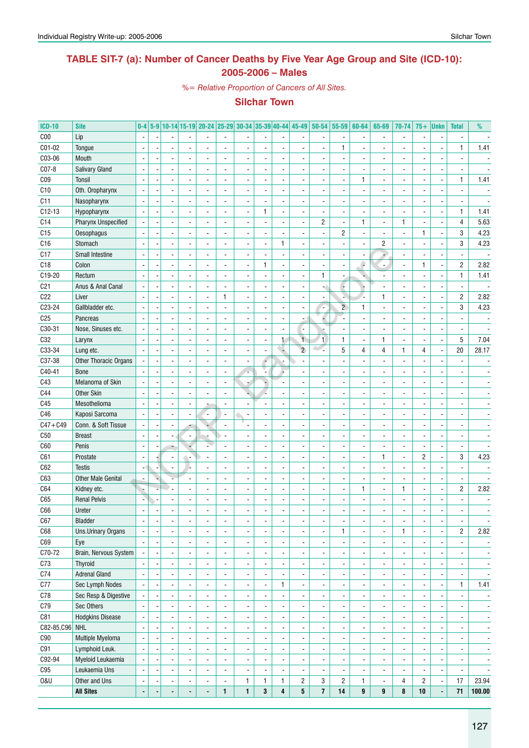## TABLE SIT-7 (a): Number of Cancer Deaths by Five Year Age Group and Site (ICD-10): 2005-2006 – Males

*%= Relative Proportion of Cancers of All Sites.*

### Silchar Town

| ICD-10 | Site | 0-4 | 5-9 | 10-14 | 15-19 | 20-24 | 25-29 | 30-34 | 35-39 | 40-44 | 45-49 | 50-54 | 55-59 | 60-64 | 65-69 | 70-74 | 75+ | Unkn | Total | % |
|---|---|---|---|---|---|---|---|---|---|---|---|---|---|---|---|---|---|---|---|---|
| C00 | Lip | - | - | - | - | - | - | - | - | - | - | - | - | - | - | - | - | - | - | - |
| C01-02 | Tongue | - | - | - | - | - | - | - | - | - | - | - | 1 | - | - | - | - | - | 1 | 1.41 |
| C03-06 | Mouth | - | - | - | - | - | - | - | - | - | - | - | - | - | - | - | - | - | - | - |
| C07-8 | Salivary Gland | - | - | - | - | - | - | - | - | - | - | - | - | - | - | - | - | - | - | - |
| C09 | Tonsil | - | - | - | - | - | - | - | - | - | - | - | - | 1 | - | - | - | - | 1 | 1.41 |
| C10 | Oth. Oropharynx | - | - | - | - | - | - | - | - | - | - | - | - | - | - | - | - | - | - | - |
| C11 | Nasopharynx | - | - | - | - | - | - | - | - | - | - | - | - | - | - | - | - | - | - | - |
| C12-13 | Hypopharynx | - | - | - | - | - | - | - | 1 | - | - | - | - | - | - | - | - | - | 1 | 1.41 |
| C14 | Pharynx Unspecified | - | - | - | - | - | - | - | - | - | - | 2 | - | 1 | - | 1 | - | - | 4 | 5.63 |
| C15 | Oesophagus | - | - | - | - | - | - | - | - | - | - | - | 2 | - | - | - | 1 | - | 3 | 4.23 |
| C16 | Stomach | - | - | - | - | - | - | - | - | 1 | - | - | - | - | 2 | - | - | - | 3 | 4.23 |
| C17 | Small Intestine | - | - | - | - | - | - | - | - | - | - | - | - | - | - | - | - | - | - | - |
| C18 | Colon | - | - | - | - | - | - | - | 1 | - | - | - | - | - | - | - | 1 | - | 2 | 2.82 |
| C19-20 | Rectum | - | - | - | - | - | - | - | - | - | - | 1 | - | - | - | - | - | - | 1 | 1.41 |
| C21 | Anus & Anal Canal | - | - | - | - | - | - | - | - | - | - | - | - | - | - | - | - | - | - | - |
| C22 | Liver | - | - | - | - | - | 1 | - | - | - | - | - | - | - | 1 | - | - | - | 2 | 2.82 |
| C23-24 | Gallbladder etc. | - | - | - | - | - | - | - | - | - | - | - | 2 | 1 | - | - | - | - | 3 | 4.23 |
| C25 | Pancreas | - | - | - | - | - | - | - | - | - | - | - | - | - | - | - | - | - | - | - |
| C30-31 | Nose, Sinuses etc. | - | - | - | - | - | - | - | - | - | - | - | - | - | - | - | - | - | - | - |
| C32 | Larynx | - | - | - | - | - | - | - | - | 1 | 1 | 1 | 1 | - | 1 | - | - | - | 5 | 7.04 |
| C33-34 | Lung etc. | - | - | - | - | - | - | - | - | - | 2 | - | 5 | 4 | 4 | 1 | 4 | - | 20 | 28.17 |
| C37-38 | Other Thoracic Organs | - | - | - | - | - | - | - | - | - | - | - | - | - | - | - | - | - | - | - |
| C40-41 | Bone | - | - | - | - | - | - | - | - | - | - | - | - | - | - | - | - | - | - | - |
| C43 | Melanoma of Skin | - | - | - | - | - | - | - | - | - | - | - | - | - | - | - | - | - | - | - |
| C44 | Other Skin | - | - | - | - | - | - | - | - | - | - | - | - | - | - | - | - | - | - | - |
| C45 | Mesothelioma | - | - | - | - | - | - | - | - | - | - | - | - | - | - | - | - | - | - | - |
| C46 | Kaposi Sarcoma | - | - | - | - | - | - | - | - | - | - | - | - | - | - | - | - | - | - | - |
| C47+C49 | Conn. & Soft Tissue | - | - | - | - | - | - | - | - | - | - | - | - | - | - | - | - | - | - | - |
| C50 | Breast | - | - | - | - | - | - | - | - | - | - | - | - | - | - | - | - | - | - | - |
| C60 | Penis | - | - | - | - | - | - | - | - | - | - | - | - | - | - | - | - | - | - | - |
| C61 | Prostate | - | - | - | - | - | - | - | - | - | - | - | - | - | 1 | - | 2 | - | 3 | 4.23 |
| C62 | Testis | - | - | - | - | - | - | - | - | - | - | - | - | - | - | - | - | - | - | - |
| C63 | Other Male Genital | - | - | - | - | - | - | - | - | - | - | - | - | - | - | - | - | - | - | - |
| C64 | Kidney etc. | - | - | - | - | - | - | - | - | - | - | - | - | 1 | - | 1 | - | - | 2 | 2.82 |
| C65 | Renal Pelvis | - | - | - | - | - | - | - | - | - | - | - | - | - | - | - | - | - | - | - |
| C66 | Ureter | - | - | - | - | - | - | - | - | - | - | - | - | - | - | - | - | - | - | - |
| C67 | Bladder | - | - | - | - | - | - | - | - | - | - | - | - | - | - | - | - | - | - | - |
| C68 | Uns.Urinary Organs | - | - | - | - | - | - | - | - | - | - | - | 1 | - | - | 1 | - | - | 2 | 2.82 |
| C69 | Eye | - | - | - | - | - | - | - | - | - | - | - | - | - | - | - | - | - | - | - |
| C70-72 | Brain, Nervous System | - | - | - | - | - | - | - | - | - | - | - | - | - | - | - | - | - | - | - |
| C73 | Thyroid | - | - | - | - | - | - | - | - | - | - | - | - | - | - | - | - | - | - | - |
| C74 | Adrenal Gland | - | - | - | - | - | - | - | - | - | - | - | - | - | - | - | - | - | - | - |
| C77 | Sec Lymph Nodes | - | - | - | - | - | - | - | - | 1 | - | - | - | - | - | - | - | - | 1 | 1.41 |
| C78 | Sec Resp & Digestive | - | - | - | - | - | - | - | - | - | - | - | - | - | - | - | - | - | - | - |
| C79 | Sec Others | - | - | - | - | - | - | - | - | - | - | - | - | - | - | - | - | - | - | - |
| C81 | Hodgkins Disease | - | - | - | - | - | - | - | - | - | - | - | - | - | - | - | - | - | - | - |
| C82-85,C96 | NHL | - | - | - | - | - | - | - | - | - | - | - | - | - | - | - | - | - | - | - |
| C90 | Multiple Myeloma | - | - | - | - | - | - | - | - | - | - | - | - | - | - | - | - | - | - | - |
| C91 | Lymphoid Leuk. | - | - | - | - | - | - | - | - | - | - | - | - | - | - | - | - | - | - | - |
| C92-94 | Myeloid Leukaemia | - | - | - | - | - | - | - | - | - | - | - | - | - | - | - | - | - | - | - |
| C95 | Leukaemia Uns | - | - | - | - | - | - | - | - | - | - | - | - | - | - | - | - | - | - | - |
| O&U | Other and Uns | - | - | - | - | - | - | 1 | 1 | 1 | 2 | 3 | 2 | 1 | - | 4 | 2 | - | 17 | 23.94 |
| | **All Sites** | **-** | **-** | **-** | **-** | **-** | **1** | **1** | **3** | **4** | **5** | **7** | **14** | **9** | **9** | **8** | **10** | **-** | **71** | **100.00** |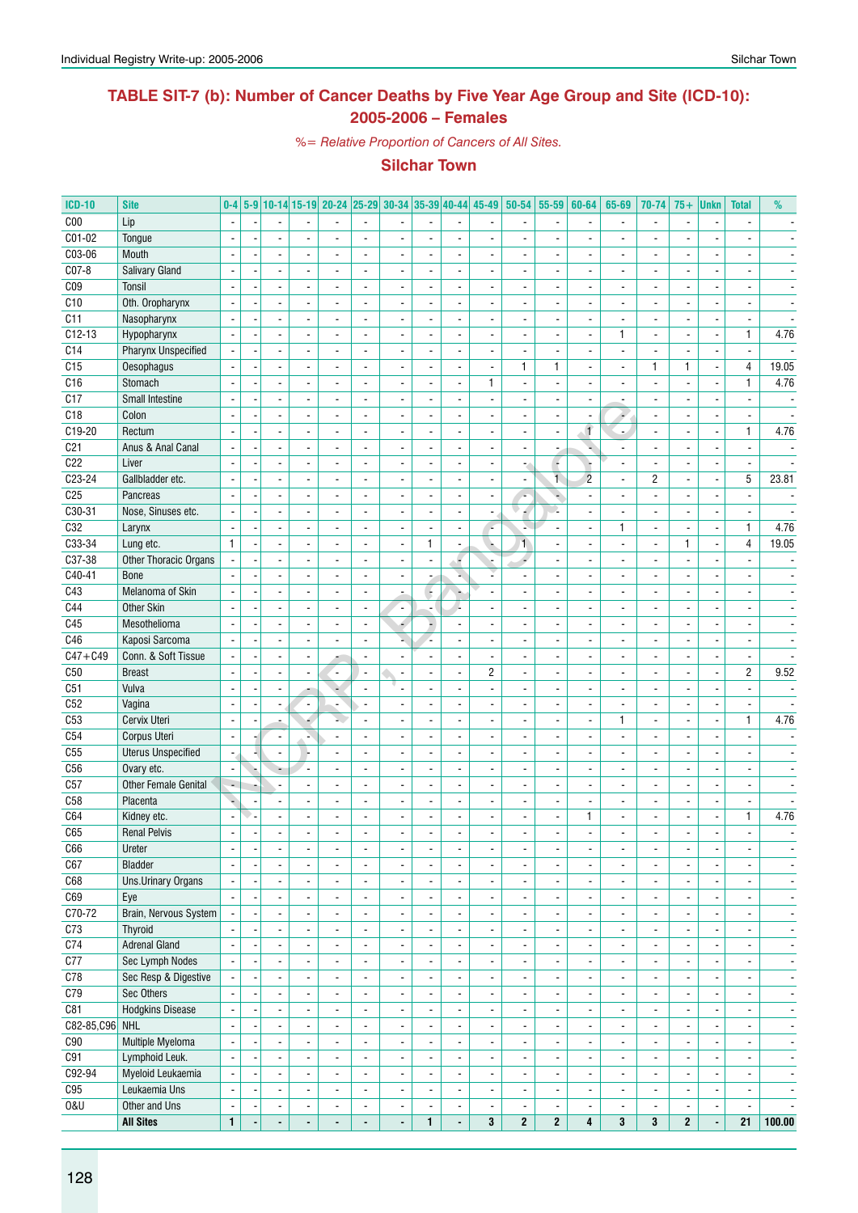## TABLE SIT-7 (b): Number of Cancer Deaths by Five Year Age Group and Site (ICD-10): 2005-2006 – Females

*%= Relative Proportion of Cancers of All Sites.*

### Silchar Town

| ICD-10 | Site | 0-4 | 5-9 | 10-14 | 15-19 | 20-24 | 25-29 | 30-34 | 35-39 | 40-44 | 45-49 | 50-54 | 55-59 | 60-64 | 65-69 | 70-74 | 75+ | Unkn | Total | % |
|---|---|---|---|---|---|---|---|---|---|---|---|---|---|---|---|---|---|---|---|---|
| C00 | Lip | - | - | - | - | - | - | - | - | - | - | - | - | - | - | - | - | - | - | - |
| C01-02 | Tongue | - | - | - | - | - | - | - | - | - | - | - | - | - | - | - | - | - | - | - |
| C03-06 | Mouth | - | - | - | - | - | - | - | - | - | - | - | - | - | - | - | - | - | - | - |
| C07-8 | Salivary Gland | - | - | - | - | - | - | - | - | - | - | - | - | - | - | - | - | - | - | - |
| C09 | Tonsil | - | - | - | - | - | - | - | - | - | - | - | - | - | - | - | - | - | - | - |
| C10 | Oth. Oropharynx | - | - | - | - | - | - | - | - | - | - | - | - | - | - | - | - | - | - | - |
| C11 | Nasopharynx | - | - | - | - | - | - | - | - | - | - | - | - | - | - | - | - | - | - | - |
| C12-13 | Hypopharynx | - | - | - | - | - | - | - | - | - | - | - | - | - | 1 | - | - | - | 1 | 4.76 |
| C14 | Pharynx Unspecified | - | - | - | - | - | - | - | - | - | - | - | - | - | - | - | - | - | - | - |
| C15 | Oesophagus | - | - | - | - | - | - | - | - | - | - | 1 | 1 | - | - | 1 | 1 | - | 4 | 19.05 |
| C16 | Stomach | - | - | - | - | - | - | - | - | - | 1 | - | - | - | - | - | - | - | 1 | 4.76 |
| C17 | Small Intestine | - | - | - | - | - | - | - | - | - | - | - | - | - | - | - | - | - | - | - |
| C18 | Colon | - | - | - | - | - | - | - | - | - | - | - | - | - | - | - | - | - | - | - |
| C19-20 | Rectum | - | - | - | - | - | - | - | - | - | - | - | - | 1 | - | - | - | - | 1 | 4.76 |
| C21 | Anus & Anal Canal | - | - | - | - | - | - | - | - | - | - | - | - | - | - | - | - | - | - | - |
| C22 | Liver | - | - | - | - | - | - | - | - | - | - | - | - | - | - | - | - | - | - | - |
| C23-24 | Gallbladder etc. | - | - | - | - | - | - | - | - | - | - | - | 1 | 2 | - | 2 | - | - | 5 | 23.81 |
| C25 | Pancreas | - | - | - | - | - | - | - | - | - | - | - | - | - | - | - | - | - | - | - |
| C30-31 | Nose, Sinuses etc. | - | - | - | - | - | - | - | - | - | - | - | - | - | - | - | - | - | - | - |
| C32 | Larynx | - | - | - | - | - | - | - | - | - | - | - | - | - | 1 | - | - | - | 1 | 4.76 |
| C33-34 | Lung etc. | 1 | - | - | - | - | - | - | 1 | - | - | 1 | - | - | - | - | 1 | - | 4 | 19.05 |
| C37-38 | Other Thoracic Organs | - | - | - | - | - | - | - | - | - | - | - | - | - | - | - | - | - | - | - |
| C40-41 | Bone | - | - | - | - | - | - | - | - | - | - | - | - | - | - | - | - | - | - | - |
| C43 | Melanoma of Skin | - | - | - | - | - | - | - | - | - | - | - | - | - | - | - | - | - | - | - |
| C44 | Other Skin | - | - | - | - | - | - | - | - | - | - | - | - | - | - | - | - | - | - | - |
| C45 | Mesothelioma | - | - | - | - | - | - | - | - | - | - | - | - | - | - | - | - | - | - | - |
| C46 | Kaposi Sarcoma | - | - | - | - | - | - | - | - | - | - | - | - | - | - | - | - | - | - | - |
| C47+C49 | Conn. & Soft Tissue | - | - | - | - | - | - | - | - | - | - | - | - | - | - | - | - | - | - | - |
| C50 | Breast | - | - | - | - | - | - | - | - | - | 2 | - | - | - | - | - | - | - | 2 | 9.52 |
| C51 | Vulva | - | - | - | - | - | - | - | - | - | - | - | - | - | - | - | - | - | - | - |
| C52 | Vagina | - | - | - | - | - | - | - | - | - | - | - | - | - | - | - | - | - | - | - |
| C53 | Cervix Uteri | - | - | - | - | - | - | - | - | - | - | - | - | - | 1 | - | - | - | 1 | 4.76 |
| C54 | Corpus Uteri | - | - | - | - | - | - | - | - | - | - | - | - | - | - | - | - | - | - | - |
| C55 | Uterus Unspecified | - | - | - | - | - | - | - | - | - | - | - | - | - | - | - | - | - | - | - |
| C56 | Ovary etc. | - | - | - | - | - | - | - | - | - | - | - | - | - | - | - | - | - | - | - |
| C57 | Other Female Genital | - | - | - | - | - | - | - | - | - | - | - | - | - | - | - | - | - | - | - |
| C58 | Placenta | - | - | - | - | - | - | - | - | - | - | - | - | - | - | - | - | - | - | - |
| C64 | Kidney etc. | - | - | - | - | - | - | - | - | - | - | - | - | 1 | - | - | - | - | 1 | 4.76 |
| C65 | Renal Pelvis | - | - | - | - | - | - | - | - | - | - | - | - | - | - | - | - | - | - | - |
| C66 | Ureter | - | - | - | - | - | - | - | - | - | - | - | - | - | - | - | - | - | - | - |
| C67 | Bladder | - | - | - | - | - | - | - | - | - | - | - | - | - | - | - | - | - | - | - |
| C68 | Uns.Urinary Organs | - | - | - | - | - | - | - | - | - | - | - | - | - | - | - | - | - | - | - |
| C69 | Eye | - | - | - | - | - | - | - | - | - | - | - | - | - | - | - | - | - | - | - |
| C70-72 | Brain, Nervous System | - | - | - | - | - | - | - | - | - | - | - | - | - | - | - | - | - | - | - |
| C73 | Thyroid | - | - | - | - | - | - | - | - | - | - | - | - | - | - | - | - | - | - | - |
| C74 | Adrenal Gland | - | - | - | - | - | - | - | - | - | - | - | - | - | - | - | - | - | - | - |
| C77 | Sec Lymph Nodes | - | - | - | - | - | - | - | - | - | - | - | - | - | - | - | - | - | - | - |
| C78 | Sec Resp & Digestive | - | - | - | - | - | - | - | - | - | - | - | - | - | - | - | - | - | - | - |
| C79 | Sec Others | - | - | - | - | - | - | - | - | - | - | - | - | - | - | - | - | - | - | - |
| C81 | Hodgkins Disease | - | - | - | - | - | - | - | - | - | - | - | - | - | - | - | - | - | - | - |
| C82-85,C96 | NHL | - | - | - | - | - | - | - | - | - | - | - | - | - | - | - | - | - | - | - |
| C90 | Multiple Myeloma | - | - | - | - | - | - | - | - | - | - | - | - | - | - | - | - | - | - | - |
| C91 | Lymphoid Leuk. | - | - | - | - | - | - | - | - | - | - | - | - | - | - | - | - | - | - | - |
| C92-94 | Myeloid Leukaemia | - | - | - | - | - | - | - | - | - | - | - | - | - | - | - | - | - | - | - |
| C95 | Leukaemia Uns | - | - | - | - | - | - | - | - | - | - | - | - | - | - | - | - | - | - | - |
| O&U | Other and Uns | - | - | - | - | - | - | - | - | - | - | - | - | - | - | - | - | - | - | - |
| | **All Sites** | **1** | **-** | **-** | **-** | **-** | **-** | **-** | **1** | **-** | **3** | **2** | **2** | **4** | **3** | **3** | **2** | **-** | **21** | **100.00** |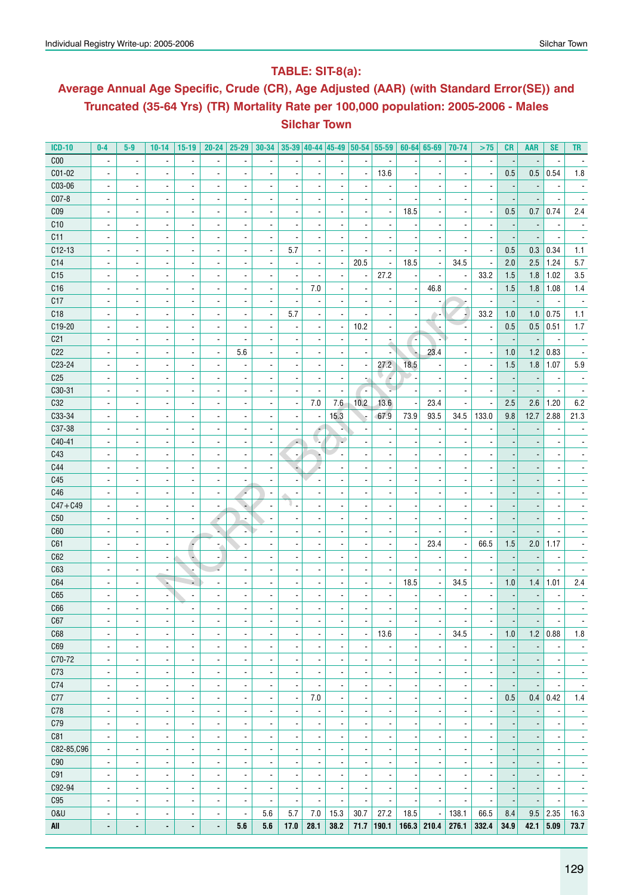## TABLE: SIT-8(a):

## Average Annual Age Specific, Crude (CR), Age Adjusted (AAR) (with Standard Error(SE)) and Truncated (35-64 Yrs) (TR) Mortality Rate per 100,000 population: 2005-2006 - Males

## Silchar Town

| ICD-10 | 0-4 | 5-9 | 10-14 | 15-19 | 20-24 | 25-29 | 30-34 | 35-39 | 40-44 | 45-49 | 50-54 | 55-59 | 60-64 | 65-69 | 70-74 | >75 | CR | AAR | SE | TR |
|---|---|---|---|---|---|---|---|---|---|---|---|---|---|---|---|---|---|---|---|---|
| C00 | - | - | - | - | - | - | - | - | - | - | - | - | - | - | - | - | - | - | - | - |
| C01-02 | - | - | - | - | - | - | - | - | - | - | - | 13.6 | - | - | - | - | 0.5 | 0.5 | 0.54 | 1.8 |
| C03-06 | - | - | - | - | - | - | - | - | - | - | - | - | - | - | - | - | - | - | - | - |
| C07-8 | - | - | - | - | - | - | - | - | - | - | - | - | - | - | - | - | - | - | - | - |
| C09 | - | - | - | - | - | - | - | - | - | - | - | - | 18.5 | - | - | - | 0.5 | 0.7 | 0.74 | 2.4 |
| C10 | - | - | - | - | - | - | - | - | - | - | - | - | - | - | - | - | - | - | - | - |
| C11 | - | - | - | - | - | - | - | - | - | - | - | - | - | - | - | - | - | - | - | - |
| C12-13 | - | - | - | - | - | - | - | 5.7 | - | - | - | - | - | - | - | - | 0.5 | 0.3 | 0.34 | 1.1 |
| C14 | - | - | - | - | - | - | - | - | - | - | 20.5 | - | 18.5 | - | 34.5 | - | 2.0 | 2.5 | 1.24 | 5.7 |
| C15 | - | - | - | - | - | - | - | - | - | - | - | 27.2 | - | - | - | 33.2 | 1.5 | 1.8 | 1.02 | 3.5 |
| C16 | - | - | - | - | - | - | - | - | 7.0 | - | - | - | - | 46.8 | - | - | 1.5 | 1.8 | 1.08 | 1.4 |
| C17 | - | - | - | - | - | - | - | - | - | - | - | - | - | - | - | - | - | - | - | - |
| C18 | - | - | - | - | - | - | - | 5.7 | - | - | - | - | - | - | - | 33.2 | 1.0 | 1.0 | 0.75 | 1.1 |
| C19-20 | - | - | - | - | - | - | - | - | - | - | 10.2 | - | - | - | - | - | 0.5 | 0.5 | 0.51 | 1.7 |
| C21 | - | - | - | - | - | - | - | - | - | - | - | - | - | - | - | - | - | - | - | - |
| C22 | - | - | - | - | - | 5.6 | - | - | - | - | - | - | - | 23.4 | - | - | 1.0 | 1.2 | 0.83 | - |
| C23-24 | - | - | - | - | - | - | - | - | - | - | - | 27.2 | 18.5 | - | - | - | 1.5 | 1.8 | 1.07 | 5.9 |
| C25 | - | - | - | - | - | - | - | - | - | - | - | - | - | - | - | - | - | - | - | - |
| C30-31 | - | - | - | - | - | - | - | - | - | - | - | - | - | - | - | - | - | - | - | - |
| C32 | - | - | - | - | - | - | - | - | 7.0 | 7.6 | 10.2 | 13.6 | - | 23.4 | - | - | 2.5 | 2.6 | 1.20 | 6.2 |
| C33-34 | - | - | - | - | - | - | - | - | - | 15.3 | - | 67.9 | 73.9 | 93.5 | 34.5 | 133.0 | 9.8 | 12.7 | 2.88 | 21.3 |
| C37-38 | - | - | - | - | - | - | - | - | - | - | - | - | - | - | - | - | - | - | - | - |
| C40-41 | - | - | - | - | - | - | - | - | - | - | - | - | - | - | - | - | - | - | - | - |
| C43 | - | - | - | - | - | - | - | - | - | - | - | - | - | - | - | - | - | - | - | - |
| C44 | - | - | - | - | - | - | - | - | - | - | - | - | - | - | - | - | - | - | - | - |
| C45 | - | - | - | - | - | - | - | - | - | - | - | - | - | - | - | - | - | - | - | - |
| C46 | - | - | - | - | - | - | - | - | - | - | - | - | - | - | - | - | - | - | - | - |
| C47+C49 | - | - | - | - | - | - | - | - | - | - | - | - | - | - | - | - | - | - | - | - |
| C50 | - | - | - | - | - | - | - | - | - | - | - | - | - | - | - | - | - | - | - | - |
| C60 | - | - | - | - | - | - | - | - | - | - | - | - | - | - | - | - | - | - | - | - |
| C61 | - | - | - | - | - | - | - | - | - | - | - | - | - | 23.4 | - | 66.5 | 1.5 | 2.0 | 1.17 | - |
| C62 | - | - | - | - | - | - | - | - | - | - | - | - | - | - | - | - | - | - | - | - |
| C63 | - | - | - | - | - | - | - | - | - | - | - | - | - | - | - | - | - | - | - | - |
| C64 | - | - | - | - | - | - | - | - | - | - | - | - | 18.5 | - | 34.5 | - | 1.0 | 1.4 | 1.01 | 2.4 |
| C65 | - | - | - | - | - | - | - | - | - | - | - | - | - | - | - | - | - | - | - | - |
| C66 | - | - | - | - | - | - | - | - | - | - | - | - | - | - | - | - | - | - | - | - |
| C67 | - | - | - | - | - | - | - | - | - | - | - | - | - | - | - | - | - | - | - | - |
| C68 | - | - | - | - | - | - | - | - | - | - | - | 13.6 | - | - | 34.5 | - | 1.0 | 1.2 | 0.88 | 1.8 |
| C69 | - | - | - | - | - | - | - | - | - | - | - | - | - | - | - | - | - | - | - | - |
| C70-72 | - | - | - | - | - | - | - | - | - | - | - | - | - | - | - | - | - | - | - | - |
| C73 | - | - | - | - | - | - | - | - | - | - | - | - | - | - | - | - | - | - | - | - |
| C74 | - | - | - | - | - | - | - | - | - | - | - | - | - | - | - | - | - | - | - | - |
| C77 | - | - | - | - | - | - | - | - | 7.0 | - | - | - | - | - | - | - | 0.5 | 0.4 | 0.42 | 1.4 |
| C78 | - | - | - | - | - | - | - | - | - | - | - | - | - | - | - | - | - | - | - | - |
| C79 | - | - | - | - | - | - | - | - | - | - | - | - | - | - | - | - | - | - | - | - |
| C81 | - | - | - | - | - | - | - | - | - | - | - | - | - | - | - | - | - | - | - | - |
| C82-85,C96 | - | - | - | - | - | - | - | - | - | - | - | - | - | - | - | - | - | - | - | - |
| C90 | - | - | - | - | - | - | - | - | - | - | - | - | - | - | - | - | - | - | - | - |
| C91 | - | - | - | - | - | - | - | - | - | - | - | - | - | - | - | - | - | - | - | - |
| C92-94 | - | - | - | - | - | - | - | - | - | - | - | - | - | - | - | - | - | - | - | - |
| C95 | - | - | - | - | - | - | - | - | - | - | - | - | - | - | - | - | - | - | - | - |
| O&U | - | - | - | - | - | - | 5.6 | 5.7 | 7.0 | 15.3 | 30.7 | 27.2 | 18.5 | - | 138.1 | 66.5 | 8.4 | 9.5 | 2.35 | 16.3 |
| **All** | **-** | **-** | **-** | **-** | **-** | **5.6** | **5.6** | **17.0** | **28.1** | **38.2** | **71.7** | **190.1** | **166.3** | **210.4** | **276.1** | **332.4** | **34.9** | **42.1** | **5.09** | **73.7** |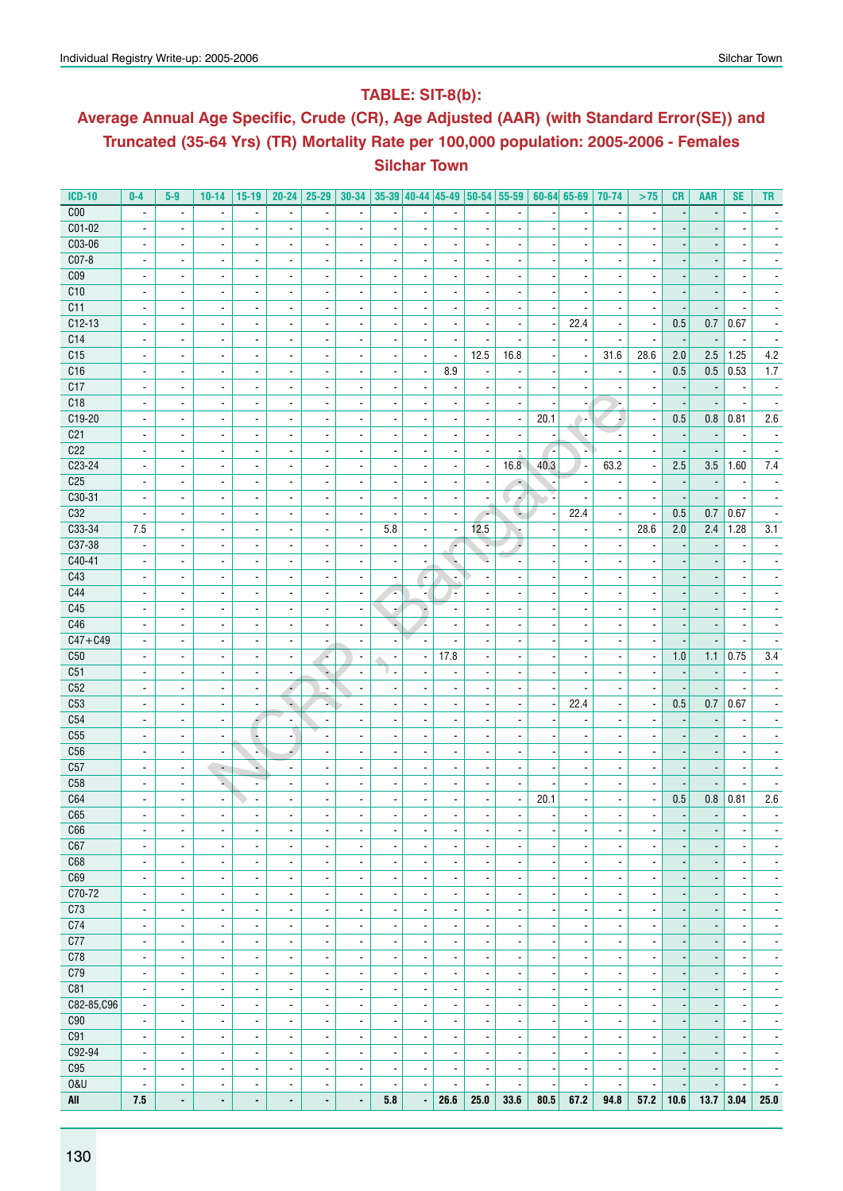## TABLE: SIT-8(b):

## Average Annual Age Specific, Crude (CR), Age Adjusted (AAR) (with Standard Error(SE)) and Truncated (35-64 Yrs) (TR) Mortality Rate per 100,000 population: 2005-2006 - Females

## Silchar Town

| ICD-10 | 0-4 | 5-9 | 10-14 | 15-19 | 20-24 | 25-29 | 30-34 | 35-39 | 40-44 | 45-49 | 50-54 | 55-59 | 60-64 | 65-69 | 70-74 | >75 | CR | AAR | SE | TR |
|---|---|---|---|---|---|---|---|---|---|---|---|---|---|---|---|---|---|---|---|---|
| C00 | - | - | - | - | - | - | - | - | - | - | - | - | - | - | - | - | - | - | - | - |
| C01-02 | - | - | - | - | - | - | - | - | - | - | - | - | - | - | - | - | - | - | - | - |
| C03-06 | - | - | - | - | - | - | - | - | - | - | - | - | - | - | - | - | - | - | - | - |
| C07-8 | - | - | - | - | - | - | - | - | - | - | - | - | - | - | - | - | - | - | - | - |
| C09 | - | - | - | - | - | - | - | - | - | - | - | - | - | - | - | - | - | - | - | - |
| C10 | - | - | - | - | - | - | - | - | - | - | - | - | - | - | - | - | - | - | - | - |
| C11 | - | - | - | - | - | - | - | - | - | - | - | - | - | - | - | - | - | - | - | - |
| C12-13 | - | - | - | - | - | - | - | - | - | - | - | - | - | 22.4 | - | - | 0.5 | 0.7 | 0.67 | - |
| C14 | - | - | - | - | - | - | - | - | - | - | - | - | - | - | - | - | - | - | - | - |
| C15 | - | - | - | - | - | - | - | - | - | - | 12.5 | 16.8 | - | - | 31.6 | 28.6 | 2.0 | 2.5 | 1.25 | 4.2 |
| C16 | - | - | - | - | - | - | - | - | - | 8.9 | - | - | - | - | - | - | 0.5 | 0.5 | 0.53 | 1.7 |
| C17 | - | - | - | - | - | - | - | - | - | - | - | - | - | - | - | - | - | - | - | - |
| C18 | - | - | - | - | - | - | - | - | - | - | - | - | - | - | - | - | - | - | - | - |
| C19-20 | - | - | - | - | - | - | - | - | - | - | - | - | 20.1 | - | - | - | 0.5 | 0.8 | 0.81 | 2.6 |
| C21 | - | - | - | - | - | - | - | - | - | - | - | - | - | - | - | - | - | - | - | - |
| C22 | - | - | - | - | - | - | - | - | - | - | - | - | - | - | - | - | - | - | - | - |
| C23-24 | - | - | - | - | - | - | - | - | - | - | - | 16.8 | 40.3 | - | 63.2 | - | 2.5 | 3.5 | 1.60 | 7.4 |
| C25 | - | - | - | - | - | - | - | - | - | - | - | - | - | - | - | - | - | - | - | - |
| C30-31 | - | - | - | - | - | - | - | - | - | - | - | - | - | - | - | - | - | - | - | - |
| C32 | - | - | - | - | - | - | - | - | - | - | - | - | - | 22.4 | - | - | 0.5 | 0.7 | 0.67 | - |
| C33-34 | 7.5 | - | - | - | - | - | - | 5.8 | - | - | 12.5 | - | - | - | - | 28.6 | 2.0 | 2.4 | 1.28 | 3.1 |
| C37-38 | - | - | - | - | - | - | - | - | - | - | - | - | - | - | - | - | - | - | - | - |
| C40-41 | - | - | - | - | - | - | - | - | - | - | - | - | - | - | - | - | - | - | - | - |
| C43 | - | - | - | - | - | - | - | - | - | - | - | - | - | - | - | - | - | - | - | - |
| C44 | - | - | - | - | - | - | - | - | - | - | - | - | - | - | - | - | - | - | - | - |
| C45 | - | - | - | - | - | - | - | - | - | - | - | - | - | - | - | - | - | - | - | - |
| C46 | - | - | - | - | - | - | - | - | - | - | - | - | - | - | - | - | - | - | - | - |
| C47+C49 | - | - | - | - | - | - | - | - | - | - | - | - | - | - | - | - | - | - | - | - |
| C50 | - | - | - | - | - | - | - | - | - | 17.8 | - | - | - | - | - | - | 1.0 | 1.1 | 0.75 | 3.4 |
| C51 | - | - | - | - | - | - | - | - | - | - | - | - | - | - | - | - | - | - | - | - |
| C52 | - | - | - | - | - | - | - | - | - | - | - | - | - | - | - | - | - | - | - | - |
| C53 | - | - | - | - | - | - | - | - | - | - | - | - | - | 22.4 | - | - | 0.5 | 0.7 | 0.67 | - |
| C54 | - | - | - | - | - | - | - | - | - | - | - | - | - | - | - | - | - | - | - | - |
| C55 | - | - | - | - | - | - | - | - | - | - | - | - | - | - | - | - | - | - | - | - |
| C56 | - | - | - | - | - | - | - | - | - | - | - | - | - | - | - | - | - | - | - | - |
| C57 | - | - | - | - | - | - | - | - | - | - | - | - | - | - | - | - | - | - | - | - |
| C58 | - | - | - | - | - | - | - | - | - | - | - | - | - | - | - | - | - | - | - | - |
| C64 | - | - | - | - | - | - | - | - | - | - | - | - | 20.1 | - | - | - | 0.5 | 0.8 | 0.81 | 2.6 |
| C65 | - | - | - | - | - | - | - | - | - | - | - | - | - | - | - | - | - | - | - | - |
| C66 | - | - | - | - | - | - | - | - | - | - | - | - | - | - | - | - | - | - | - | - |
| C67 | - | - | - | - | - | - | - | - | - | - | - | - | - | - | - | - | - | - | - | - |
| C68 | - | - | - | - | - | - | - | - | - | - | - | - | - | - | - | - | - | - | - | - |
| C69 | - | - | - | - | - | - | - | - | - | - | - | - | - | - | - | - | - | - | - | - |
| C70-72 | - | - | - | - | - | - | - | - | - | - | - | - | - | - | - | - | - | - | - | - |
| C73 | - | - | - | - | - | - | - | - | - | - | - | - | - | - | - | - | - | - | - | - |
| C74 | - | - | - | - | - | - | - | - | - | - | - | - | - | - | - | - | - | - | - | - |
| C77 | - | - | - | - | - | - | - | - | - | - | - | - | - | - | - | - | - | - | - | - |
| C78 | - | - | - | - | - | - | - | - | - | - | - | - | - | - | - | - | - | - | - | - |
| C79 | - | - | - | - | - | - | - | - | - | - | - | - | - | - | - | - | - | - | - | - |
| C81 | - | - | - | - | - | - | - | - | - | - | - | - | - | - | - | - | - | - | - | - |
| C82-85,C96 | - | - | - | - | - | - | - | - | - | - | - | - | - | - | - | - | - | - | - | - |
| C90 | - | - | - | - | - | - | - | - | - | - | - | - | - | - | - | - | - | - | - | - |
| C91 | - | - | - | - | - | - | - | - | - | - | - | - | - | - | - | - | - | - | - | - |
| C92-94 | - | - | - | - | - | - | - | - | - | - | - | - | - | - | - | - | - | - | - | - |
| C95 | - | - | - | - | - | - | - | - | - | - | - | - | - | - | - | - | - | - | - | - |
| O&U | - | - | - | - | - | - | - | - | - | - | - | - | - | - | - | - | - | - | - | - |
| **All** | **7.5** | **-** | **-** | **-** | **-** | **-** | **-** | **5.8** | **-** | **26.6** | **25.0** | **33.6** | **80.5** | **67.2** | **94.8** | **57.2** | **10.6** | **13.7** | **3.04** | **25.0** |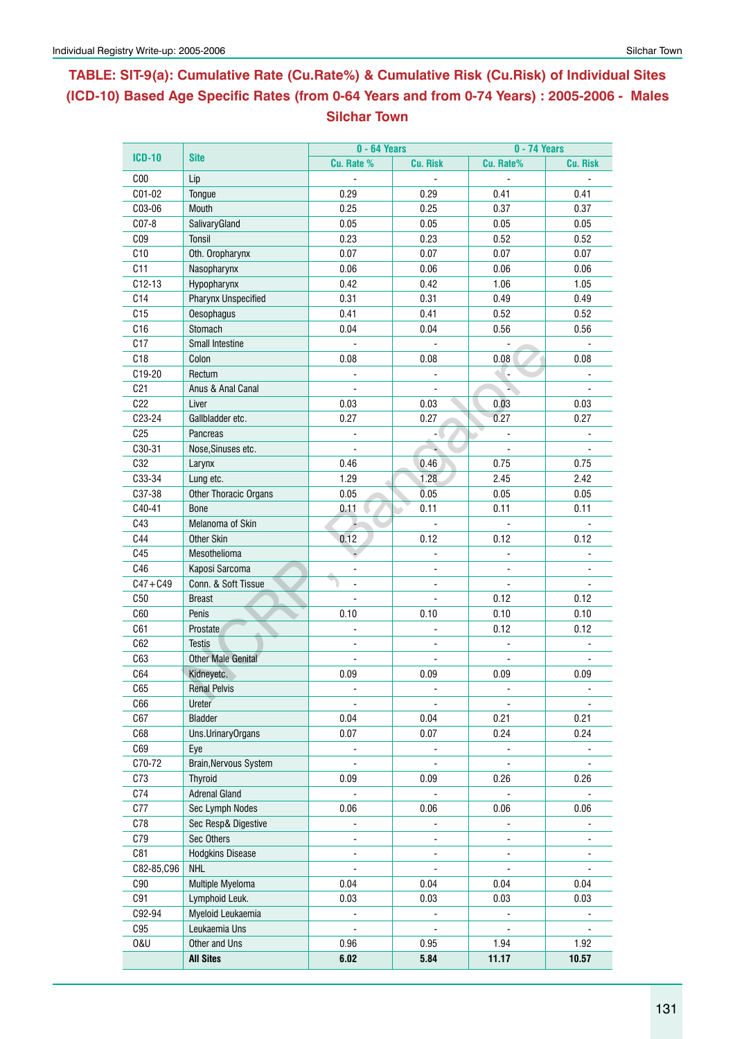# TABLE: SIT-9(a): Cumulative Rate (Cu.Rate%) & Cumulative Risk (Cu.Risk) of Individual Sites (ICD-10) Based Age Specific Rates (from 0-64 Years and from 0-74 Years) : 2005-2006 - Males Silchar Town

| ICD-10 | Site | 0 - 64 Years | | 0 - 74 Years | |
|---|---|---|---|---|---|
| | | Cu. Rate % | Cu. Risk | Cu. Rate% | Cu. Risk |
| C00 | Lip | - | - | - | - |
| C01-02 | Tongue | 0.29 | 0.29 | 0.41 | 0.41 |
| C03-06 | Mouth | 0.25 | 0.25 | 0.37 | 0.37 |
| C07-8 | SalivaryGland | 0.05 | 0.05 | 0.05 | 0.05 |
| C09 | Tonsil | 0.23 | 0.23 | 0.52 | 0.52 |
| C10 | Oth. Oropharynx | 0.07 | 0.07 | 0.07 | 0.07 |
| C11 | Nasopharynx | 0.06 | 0.06 | 0.06 | 0.06 |
| C12-13 | Hypopharynx | 0.42 | 0.42 | 1.06 | 1.05 |
| C14 | Pharynx Unspecified | 0.31 | 0.31 | 0.49 | 0.49 |
| C15 | Oesophagus | 0.41 | 0.41 | 0.52 | 0.52 |
| C16 | Stomach | 0.04 | 0.04 | 0.56 | 0.56 |
| C17 | Small Intestine | - | - | - | - |
| C18 | Colon | 0.08 | 0.08 | 0.08 | 0.08 |
| C19-20 | Rectum | - | - | - | - |
| C21 | Anus & Anal Canal | - | - | - | - |
| C22 | Liver | 0.03 | 0.03 | 0.03 | 0.03 |
| C23-24 | Gallbladder etc. | 0.27 | 0.27 | 0.27 | 0.27 |
| C25 | Pancreas | - | - | - | - |
| C30-31 | Nose,Sinuses etc. | - | - | - | - |
| C32 | Larynx | 0.46 | 0.46 | 0.75 | 0.75 |
| C33-34 | Lung etc. | 1.29 | 1.28 | 2.45 | 2.42 |
| C37-38 | Other Thoracic Organs | 0.05 | 0.05 | 0.05 | 0.05 |
| C40-41 | Bone | 0.11 | 0.11 | 0.11 | 0.11 |
| C43 | Melanoma of Skin | - | - | - | - |
| C44 | Other Skin | 0.12 | 0.12 | 0.12 | 0.12 |
| C45 | Mesothelioma | - | - | - | - |
| C46 | Kaposi Sarcoma | - | - | - | - |
| C47+C49 | Conn. & Soft Tissue | - | - | - | - |
| C50 | Breast | - | - | 0.12 | 0.12 |
| C60 | Penis | 0.10 | 0.10 | 0.10 | 0.10 |
| C61 | Prostate | - | - | 0.12 | 0.12 |
| C62 | Testis | - | - | - | - |
| C63 | Other Male Genital | - | - | - | - |
| C64 | Kidneyetc. | 0.09 | 0.09 | 0.09 | 0.09 |
| C65 | Renal Pelvis | - | - | - | - |
| C66 | Ureter | - | - | - | - |
| C67 | Bladder | 0.04 | 0.04 | 0.21 | 0.21 |
| C68 | Uns.UrinaryOrgans | 0.07 | 0.07 | 0.24 | 0.24 |
| C69 | Eye | - | - | - | - |
| C70-72 | Brain,Nervous System | - | - | - | - |
| C73 | Thyroid | 0.09 | 0.09 | 0.26 | 0.26 |
| C74 | Adrenal Gland | - | - | - | - |
| C77 | Sec Lymph Nodes | 0.06 | 0.06 | 0.06 | 0.06 |
| C78 | Sec Resp& Digestive | - | - | - | - |
| C79 | Sec Others | - | - | - | - |
| C81 | Hodgkins Disease | - | - | - | - |
| C82-85,C96 | NHL | - | - | - | - |
| C90 | Multiple Myeloma | 0.04 | 0.04 | 0.04 | 0.04 |
| C91 | Lymphoid Leuk. | 0.03 | 0.03 | 0.03 | 0.03 |
| C92-94 | Myeloid Leukaemia | - | - | - | - |
| C95 | Leukaemia Uns | - | - | - | - |
| O&U | Other and Uns | 0.96 | 0.95 | 1.94 | 1.92 |
| | **All Sites** | **6.02** | **5.84** | **11.17** | **10.57** |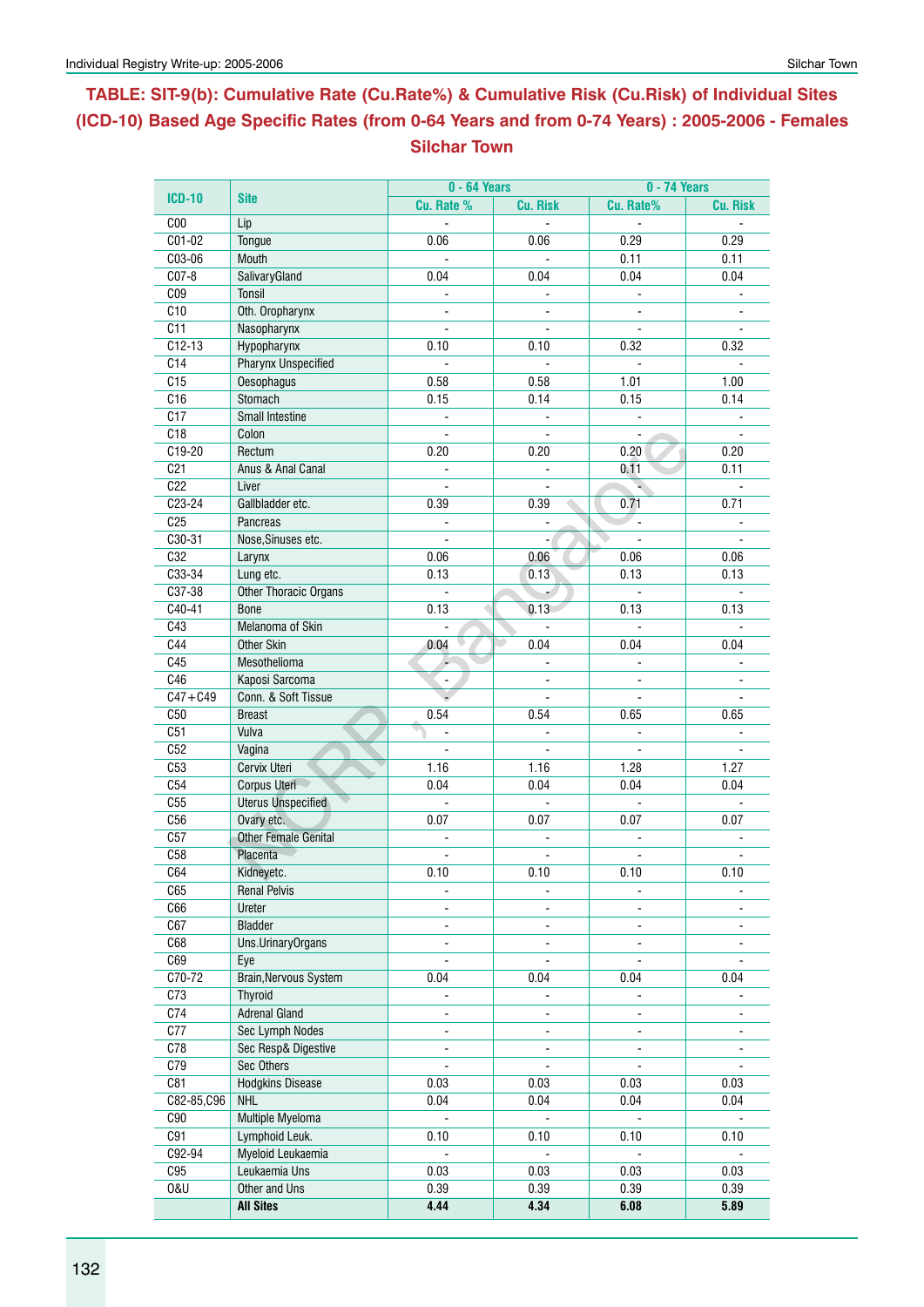# TABLE: SIT-9(b): Cumulative Rate (Cu.Rate%) & Cumulative Risk (Cu.Risk) of Individual Sites (ICD-10) Based Age Specific Rates (from 0-64 Years and from 0-74 Years) : 2005-2006 - Females Silchar Town

| ICD-10 | Site | 0 - 64 Years | | 0 - 74 Years | |
|---|---|---|---|---|---|
| | | Cu. Rate % | Cu. Risk | Cu. Rate% | Cu. Risk |
| C00 | Lip | - | - | - | - |
| C01-02 | Tongue | 0.06 | 0.06 | 0.29 | 0.29 |
| C03-06 | Mouth | - | - | 0.11 | 0.11 |
| C07-8 | SalivaryGland | 0.04 | 0.04 | 0.04 | 0.04 |
| C09 | Tonsil | - | - | - | - |
| C10 | Oth. Oropharynx | - | - | - | - |
| C11 | Nasopharynx | - | - | - | - |
| C12-13 | Hypopharynx | 0.10 | 0.10 | 0.32 | 0.32 |
| C14 | Pharynx Unspecified | - | - | - | - |
| C15 | Oesophagus | 0.58 | 0.58 | 1.01 | 1.00 |
| C16 | Stomach | 0.15 | 0.14 | 0.15 | 0.14 |
| C17 | Small Intestine | - | - | - | - |
| C18 | Colon | - | - | - | - |
| C19-20 | Rectum | 0.20 | 0.20 | 0.20 | 0.20 |
| C21 | Anus & Anal Canal | - | - | 0.11 | 0.11 |
| C22 | Liver | - | - | - | - |
| C23-24 | Gallbladder etc. | 0.39 | 0.39 | 0.71 | 0.71 |
| C25 | Pancreas | - | - | - | - |
| C30-31 | Nose,Sinuses etc. | - | - | - | - |
| C32 | Larynx | 0.06 | 0.06 | 0.06 | 0.06 |
| C33-34 | Lung etc. | 0.13 | 0.13 | 0.13 | 0.13 |
| C37-38 | Other Thoracic Organs | - | - | - | - |
| C40-41 | Bone | 0.13 | 0.13 | 0.13 | 0.13 |
| C43 | Melanoma of Skin | - | - | - | - |
| C44 | Other Skin | 0.04 | 0.04 | 0.04 | 0.04 |
| C45 | Mesothelioma | - | - | - | - |
| C46 | Kaposi Sarcoma | - | - | - | - |
| C47+C49 | Conn. & Soft Tissue | - | - | - | - |
| C50 | Breast | 0.54 | 0.54 | 0.65 | 0.65 |
| C51 | Vulva | - | - | - | - |
| C52 | Vagina | - | - | - | - |
| C53 | Cervix Uteri | 1.16 | 1.16 | 1.28 | 1.27 |
| C54 | Corpus Uteri | 0.04 | 0.04 | 0.04 | 0.04 |
| C55 | Uterus Unspecified | - | - | - | - |
| C56 | Ovary etc. | 0.07 | 0.07 | 0.07 | 0.07 |
| C57 | Other Female Genital | - | - | - | - |
| C58 | Placenta | - | - | - | - |
| C64 | Kidneyetc. | 0.10 | 0.10 | 0.10 | 0.10 |
| C65 | Renal Pelvis | - | - | - | - |
| C66 | Ureter | - | - | - | - |
| C67 | Bladder | - | - | - | - |
| C68 | Uns.UrinaryOrgans | - | - | - | - |
| C69 | Eye | - | - | - | - |
| C70-72 | Brain,Nervous System | 0.04 | 0.04 | 0.04 | 0.04 |
| C73 | Thyroid | - | - | - | - |
| C74 | Adrenal Gland | - | - | - | - |
| C77 | Sec Lymph Nodes | - | - | - | - |
| C78 | Sec Resp& Digestive | - | - | - | - |
| C79 | Sec Others | - | - | - | - |
| C81 | Hodgkins Disease | 0.03 | 0.03 | 0.03 | 0.03 |
| C82-85,C96 | NHL | 0.04 | 0.04 | 0.04 | 0.04 |
| C90 | Multiple Myeloma | - | - | - | - |
| C91 | Lymphoid Leuk. | 0.10 | 0.10 | 0.10 | 0.10 |
| C92-94 | Myeloid Leukaemia | - | - | - | - |
| C95 | Leukaemia Uns | 0.03 | 0.03 | 0.03 | 0.03 |
| O&U | Other and Uns | 0.39 | 0.39 | 0.39 | 0.39 |
| | **All Sites** | **4.44** | **4.34** | **6.08** | **5.89** |